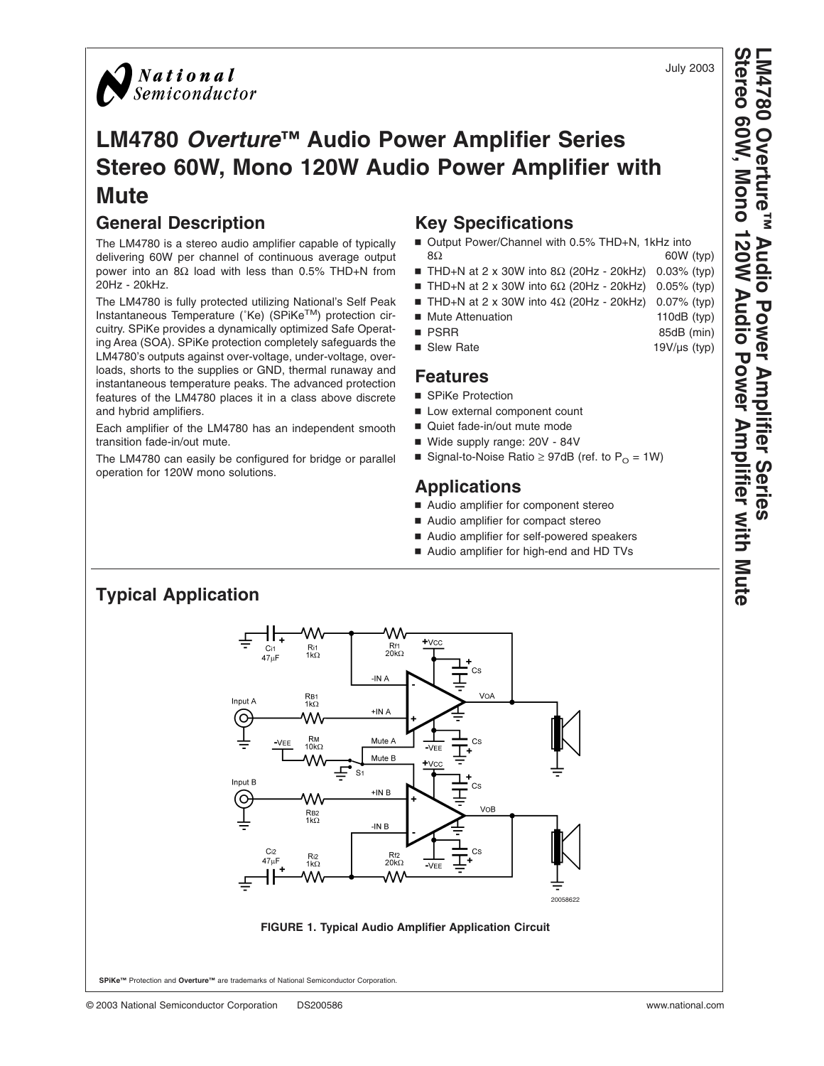National Semiconductor

July 2003

# LM4780 *Overture*™ Audio Power Amplifier Series Stereo 60W, Mono 120W Audio Power Amplifier with Mute

## General Description

The LM4780 is a stereo audio amplifier capable of typically delivering 60W per channel of continuous average output power into an 8Ω load with less than 0.5% THD+N from 20Hz - 20kHz.

The LM4780 is fully protected utilizing National's Self Peak Instantaneous Temperature (˚Ke) (SPiKe™) protection circuitry. SPiKe provides a dynamically optimized Safe Operating Area (SOA). SPiKe protection completely safeguards the LM4780's outputs against over-voltage, under-voltage, overloads, shorts to the supplies or GND, thermal runaway and instantaneous temperature peaks. The advanced protection features of the LM4780 places it in a class above discrete and hybrid amplifiers.

Each amplifier of the LM4780 has an independent smooth transition fade-in/out mute.

The LM4780 can easily be configured for bridge or parallel operation for 120W mono solutions.

## Key Specifications

- Output Power/Channel with 0.5% THD+N, 1kHz into 8Ω — 60W (typ)
- THD+N at 2 x 30W into 8Ω (20Hz - 20kHz) — 0.03% (typ)
- THD+N at 2 x 30W into 6Ω (20Hz - 20kHz) — 0.05% (typ)
- THD+N at 2 x 30W into 4Ω (20Hz - 20kHz) — 0.07% (typ)
- Mute Attenuation — 110dB (typ)
- PSRR — 85dB (min)
- Slew Rate — 19V/μs (typ)

## Features

- SPiKe Protection
- Low external component count
- Quiet fade-in/out mute mode
- Wide supply range: 20V - 84V
- Signal-to-Noise Ratio ≥ 97dB (ref. to $P_O$ = 1W)

## Applications

- Audio amplifier for component stereo
- Audio amplifier for compact stereo
- Audio amplifier for self-powered speakers
- Audio amplifier for high-end and HD TVs

## Typical Application

**FIGURE 1. Typical Audio Amplifier Application Circuit**

**SPiKe™** Protection and **Overture™** are trademarks of National Semiconductor Corporation.

© 2003 National Semiconductor Corporation DS200586 www.national.com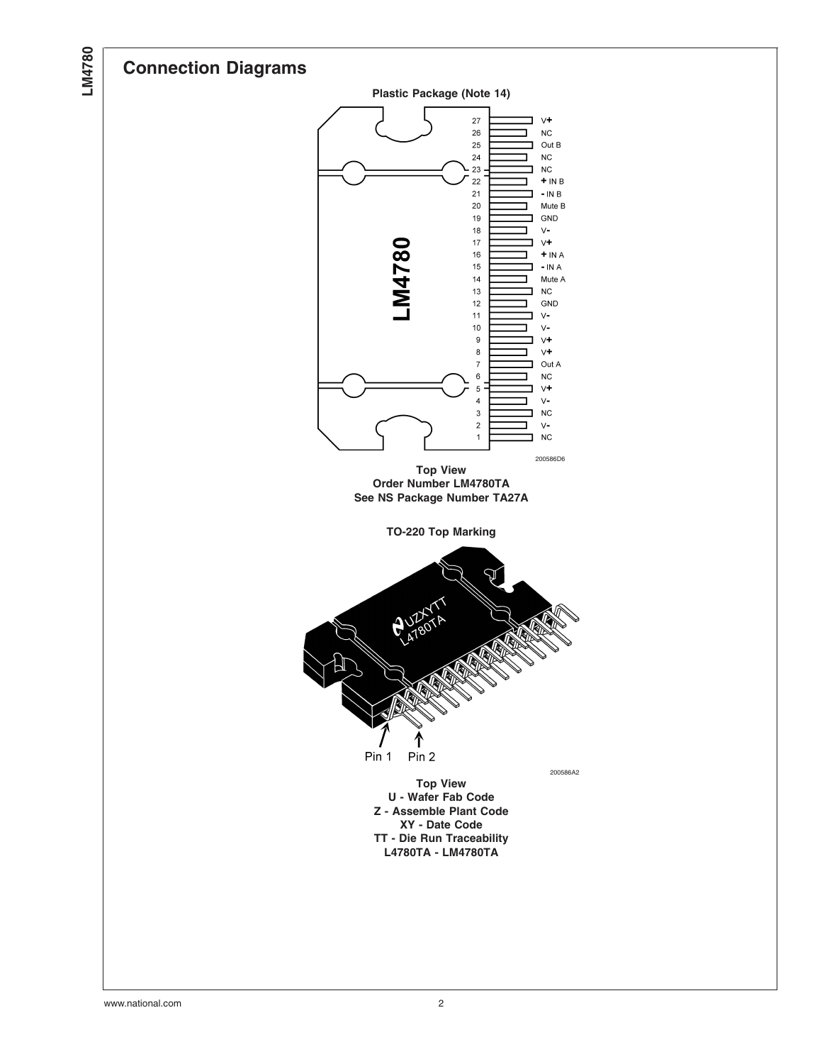## Connection Diagrams

**Plastic Package (Note 14)**

| Pin | Function |
|---|---|
| 27 | V+ |
| 26 | NC |
| 25 | Out B |
| 24 | NC |
| 23 | NC |
| 22 | + IN B |
| 21 | - IN B |
| 20 | Mute B |
| 19 | GND |
| 18 | V- |
| 17 | V+ |
| 16 | + IN A |
| 15 | - IN A |
| 14 | Mute A |
| 13 | NC |
| 12 | GND |
| 11 | V- |
| 10 | V- |
| 9 | V+ |
| 8 | V+ |
| 7 | Out A |
| 6 | NC |
| 5 | V+ |
| 4 | V- |
| 3 | NC |
| 2 | V- |
| 1 | NC |

200586D6

**Top View**
**Order Number LM4780TA**
**See NS Package Number TA27A**

**TO-220 Top Marking**

UZXYTT
L4780TA

Pin 1 Pin 2

200586A2

**Top View**
**U - Wafer Fab Code**
**Z - Assemble Plant Code**
**XY - Date Code**
**TT - Die Run Traceability**
**L4780TA - LM4780TA**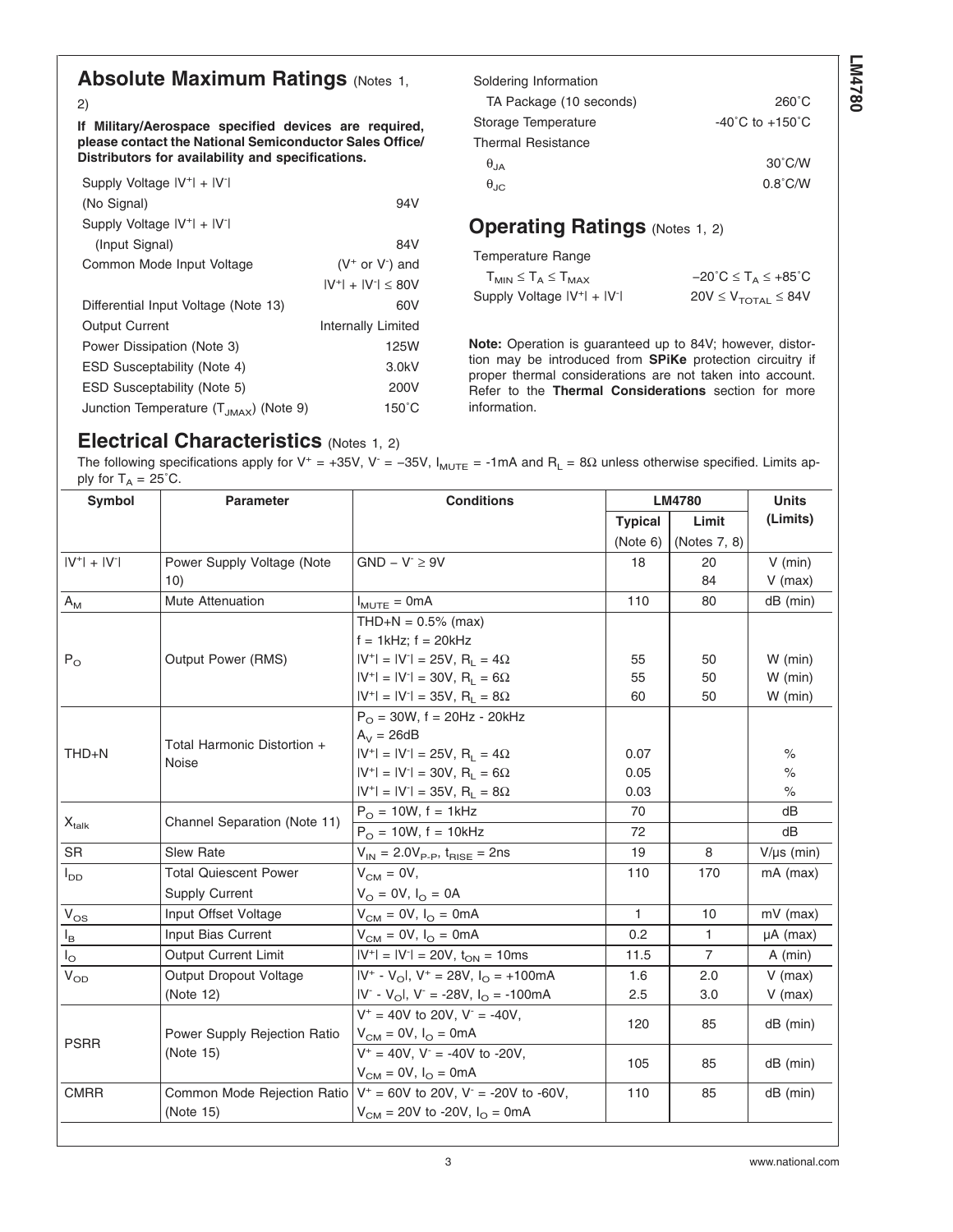## Absolute Maximum Ratings (Notes 1, 2)

**If Military/Aerospace specified devices are required, please contact the National Semiconductor Sales Office/ Distributors for availability and specifications.**

| | |
|---|---|
| Supply Voltage $\|V^+\| + \|V^-\|$ (No Signal) | 94V |
| Supply Voltage $\|V^+\| + \|V^-\|$ (Input Signal) | 84V |
| Common Mode Input Voltage | ($V^+$ or $V^-$) and $\|V^+\| + \|V^-\| \leq 80V$ |
| Differential Input Voltage (Note 13) | 60V |
| Output Current | Internally Limited |
| Power Dissipation (Note 3) | 125W |
| ESD Susceptability (Note 4) | 3.0kV |
| ESD Susceptability (Note 5) | 200V |
| Junction Temperature ($T_{JMAX}$) (Note 9) | 150˚C |
| Soldering Information | |
| TA Package (10 seconds) | 260˚C |
| Storage Temperature | -40˚C to +150˚C |
| Thermal Resistance | |
| $\theta_{JA}$ | 30˚C/W |
| $\theta_{JC}$ | 0.8˚C/W |

## Operating Ratings (Notes 1, 2)

| | |
|---|---|
| Temperature Range | |
| $T_{MIN} \leq T_A \leq T_{MAX}$ | $-20˚C \leq T_A \leq +85˚C$ |
| Supply Voltage $\|V^+\| + \|V^-\|$ | $20V \leq V_{TOTAL} \leq 84V$ |

**Note:** Operation is guaranteed up to 84V; however, distortion may be introduced from **SPiKe** protection circuitry if proper thermal considerations are not taken into account. Refer to the **Thermal Considerations** section for more information.

## Electrical Characteristics (Notes 1, 2)

The following specifications apply for $V^+ = +35V$, $V^- = -35V$, $I_{MUTE} = -1mA$ and $R_L = 8\Omega$ unless otherwise specified. Limits apply for $T_A = 25˚C$.

| Symbol | Parameter | Conditions | LM4780 | | Units |
|---|---|---|---|---|---|
| | | | Typical (Note 6) | Limit (Notes 7, 8) | (Limits) |
| $\|V^+\| + \|V^-\|$ | Power Supply Voltage (Note 10) | GND – $V^- \geq 9V$ | 18 | 20<br>84 | V (min)<br>V (max) |
| $A_M$ | Mute Attenuation | $I_{MUTE}$ = 0mA | 110 | 80 | dB (min) |
| $P_O$ | Output Power (RMS) | THD+N = 0.5% (max)<br>f = 1kHz; f = 20kHz<br>$\|V^+\| = \|V^-\|$ = 25V, $R_L = 4\Omega$<br>$\|V^+\| = \|V^-\|$ = 30V, $R_L = 6\Omega$<br>$\|V^+\| = \|V^-\|$ = 35V, $R_L = 8\Omega$ | <br><br>55<br>55<br>60 | <br><br>50<br>50<br>50 | <br><br>W (min)<br>W (min)<br>W (min) |
| THD+N | Total Harmonic Distortion + Noise | $P_O$ = 30W, f = 20Hz - 20kHz<br>$A_V$ = 26dB<br>$\|V^+\| = \|V^-\|$ = 25V, $R_L = 4\Omega$<br>$\|V^+\| = \|V^-\|$ = 30V, $R_L = 6\Omega$<br>$\|V^+\| = \|V^-\|$ = 35V, $R_L = 8\Omega$ | <br><br>0.07<br>0.05<br>0.03 | | <br><br>%<br>%<br>% |
| $X_{talk}$ | Channel Separation (Note 11) | $P_O$ = 10W, f = 1kHz | 70 | | dB |
| | | $P_O$ = 10W, f = 10kHz | 72 | | dB |
| SR | Slew Rate | $V_{IN} = 2.0V_{P-P}$, $t_{RISE}$ = 2ns | 19 | 8 | V/µs (min) |
| $I_{DD}$ | Total Quiescent Power Supply Current | $V_{CM}$ = 0V,<br>$V_O$ = 0V, $I_O$ = 0A | 110 | 170 | mA (max) |
| $V_{OS}$ | Input Offset Voltage | $V_{CM}$ = 0V, $I_O$ = 0mA | 1 | 10 | mV (max) |
| $I_B$ | Input Bias Current | $V_{CM}$ = 0V, $I_O$ = 0mA | 0.2 | 1 | µA (max) |
| $I_O$ | Output Current Limit | $\|V^+\| = \|V^-\|$ = 20V, $t_{ON}$ = 10ms | 11.5 | 7 | A (min) |
| $V_{OD}$ | Output Dropout Voltage (Note 12) | $\|V^+ - V_O\|$, $V^+$ = 28V, $I_O$ = +100mA<br>$\|V^- - V_O\|$, $V^-$ = -28V, $I_O$ = -100mA | 1.6<br>2.5 | 2.0<br>3.0 | V (max)<br>V (max) |
| PSRR | Power Supply Rejection Ratio (Note 15) | $V^+$ = 40V to 20V, $V^-$ = -40V,<br>$V_{CM}$ = 0V, $I_O$ = 0mA | 120 | 85 | dB (min) |
| | | $V^+$ = 40V, $V^-$ = -40V to -20V,<br>$V_{CM}$ = 0V, $I_O$ = 0mA | 105 | 85 | dB (min) |
| CMRR | Common Mode Rejection Ratio (Note 15) | $V^+$ = 60V to 20V, $V^-$ = -20V to -60V,<br>$V_{CM}$ = 20V to -20V, $I_O$ = 0mA | 110 | 85 | dB (min) |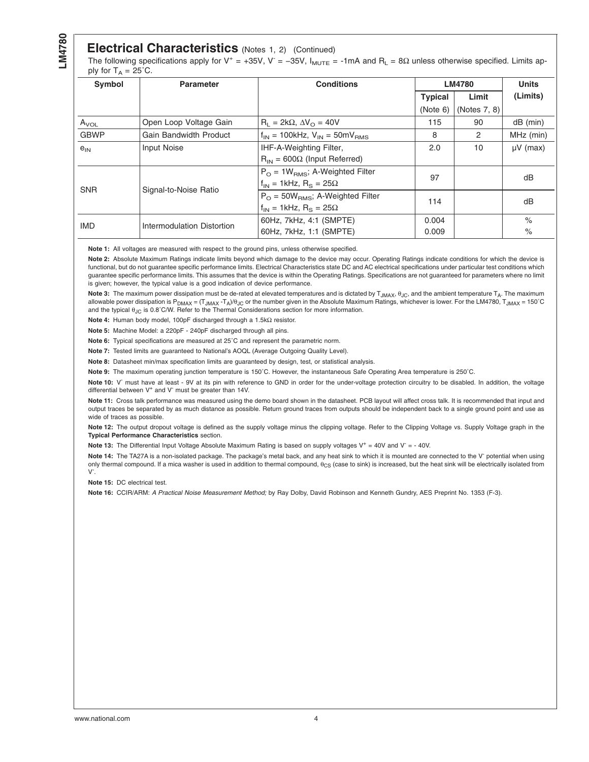## Electrical Characteristics (Notes 1, 2) (Continued)

The following specifications apply for $V^+ = +35V$, $V^- = -35V$, $I_{MUTE} = -1mA$ and $R_L = 8\Omega$ unless otherwise specified. Limits apply for $T_A = 25^\circ C$.

| Symbol | Parameter | Conditions | LM4780 | | Units |
|---|---|---|---|---|---|
| | | | Typical (Note 6) | Limit (Notes 7, 8) | (Limits) |
| $A_{VOL}$ | Open Loop Voltage Gain | $R_L = 2k\Omega$, $\Delta V_O = 40V$ | 115 | 90 | dB (min) |
| GBWP | Gain Bandwidth Product | $f_{IN} = 100kHz$, $V_{IN} = 50mV_{RMS}$ | 8 | 2 | MHz (min) |
| $e_{IN}$ | Input Noise | IHF-A-Weighting Filter, $R_{IN} = 600\Omega$ (Input Referred) | 2.0 | 10 | μV (max) |
| SNR | Signal-to-Noise Ratio | $P_O = 1W_{RMS}$; A-Weighted Filter $f_{IN} = 1kHz$, $R_S = 25\Omega$ | 97 | | dB |
| | | $P_O = 50W_{RMS}$; A-Weighted Filter $f_{IN} = 1kHz$, $R_S = 25\Omega$ | 114 | | dB |
| IMD | Intermodulation Distortion | 60Hz, 7kHz, 4:1 (SMPTE) | 0.004 | | % |
| | | 60Hz, 7kHz, 1:1 (SMPTE) | 0.009 | | % |

**Note 1:** All voltages are measured with respect to the ground pins, unless otherwise specified.

**Note 2:** Absolute Maximum Ratings indicate limits beyond which damage to the device may occur. Operating Ratings indicate conditions for which the device is functional, but do not guarantee specific performance limits. Electrical Characteristics state DC and AC electrical specifications under particular test conditions which guarantee specific performance limits. This assumes that the device is within the Operating Ratings. Specifications are not guaranteed for parameters where no limit is given; however, the typical value is a good indication of device performance.

**Note 3:** The maximum power dissipation must be de-rated at elevated temperatures and is dictated by $T_{JMAX}$, $\theta_{JC}$, and the ambient temperature $T_A$. The maximum allowable power dissipation is $P_{DMAX} = (T_{JMAX} - T_A)/\theta_{JC}$ or the number given in the Absolute Maximum Ratings, whichever is lower. For the LM4780, $T_{JMAX} = 150^\circ C$ and the typical $\theta_{JC}$ is 0.8˚C/W. Refer to the Thermal Considerations section for more information.

**Note 4:** Human body model, 100pF discharged through a 1.5kΩ resistor.

**Note 5:** Machine Model: a 220pF - 240pF discharged through all pins.

**Note 6:** Typical specifications are measured at 25˚C and represent the parametric norm.

**Note 7:** Tested limits are guaranteed to National's AOQL (Average Outgoing Quality Level).

**Note 8:** Datasheet min/max specification limits are guaranteed by design, test, or statistical analysis.

**Note 9:** The maximum operating junction temperature is 150˚C. However, the instantaneous Safe Operating Area temperature is 250˚C.

**Note 10:** $V^-$ must have at least - 9V at its pin with reference to GND in order for the under-voltage protection circuitry to be disabled. In addition, the voltage differential between $V^+$ and $V^-$ must be greater than 14V.

**Note 11:** Cross talk performance was measured using the demo board shown in the datasheet. PCB layout will affect cross talk. It is recommended that input and output traces be separated by as much distance as possible. Return ground traces from outputs should be independent back to a single ground point and use as wide of traces as possible.

**Note 12:** The output dropout voltage is defined as the supply voltage minus the clipping voltage. Refer to the Clipping Voltage vs. Supply Voltage graph in the **Typical Performance Characteristics** section.

**Note 13:** The Differential Input Voltage Absolute Maximum Rating is based on supply voltages $V^+ = 40V$ and $V^- = -40V$.

**Note 14:** The TA27A is a non-isolated package. The package's metal back, and any heat sink to which it is mounted are connected to the $V^-$ potential when using only thermal compound. If a mica washer is used in addition to thermal compound, $\theta_{CS}$ (case to sink) is increased, but the heat sink will be electrically isolated from $V^-$.

**Note 15:** DC electrical test.

**Note 16:** CCIR/ARM: *A Practical Noise Measurement Method;* by Ray Dolby, David Robinson and Kenneth Gundry, AES Preprint No. 1353 (F-3).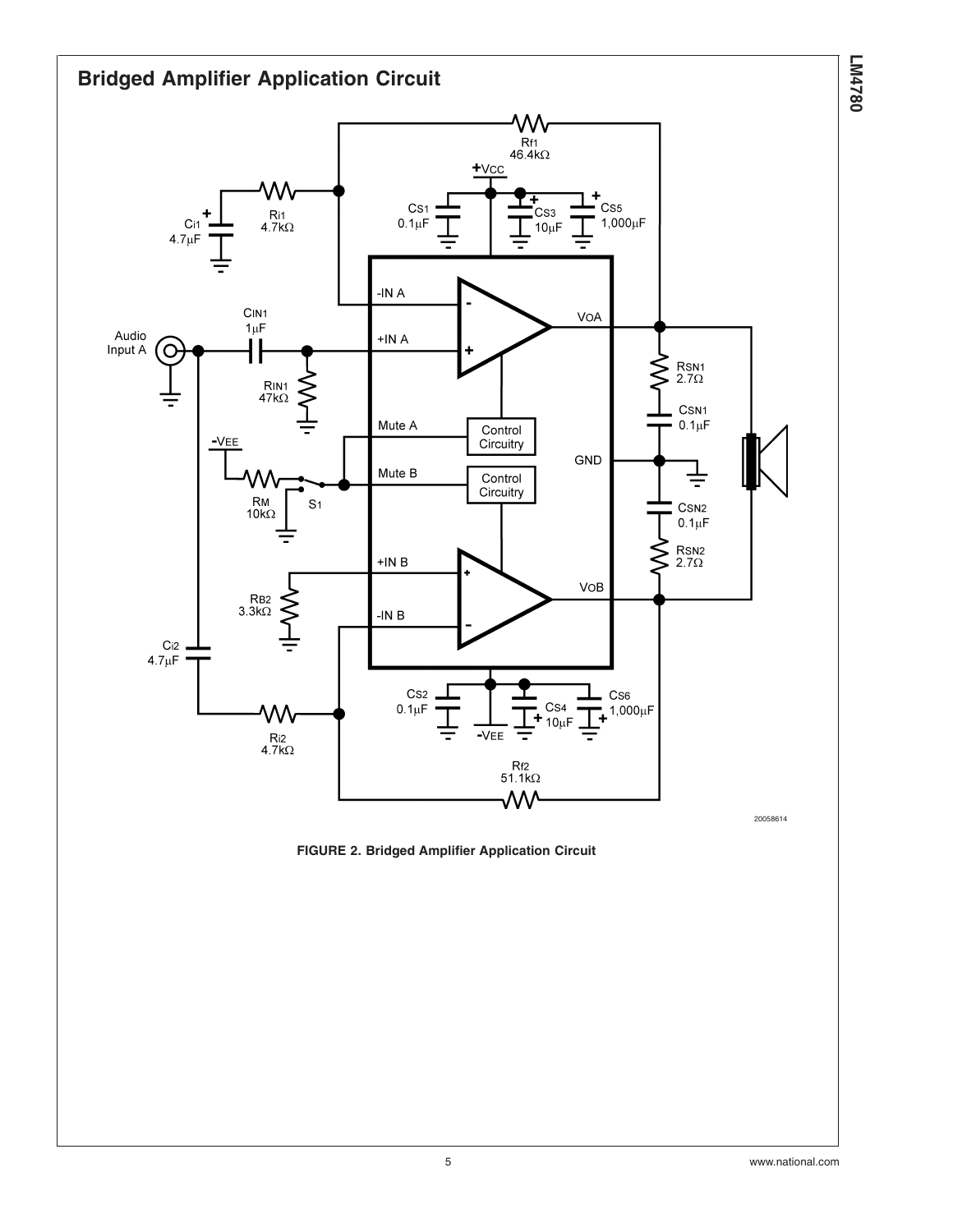## Bridged Amplifier Application Circuit

FIGURE 2. Bridged Amplifier Application Circuit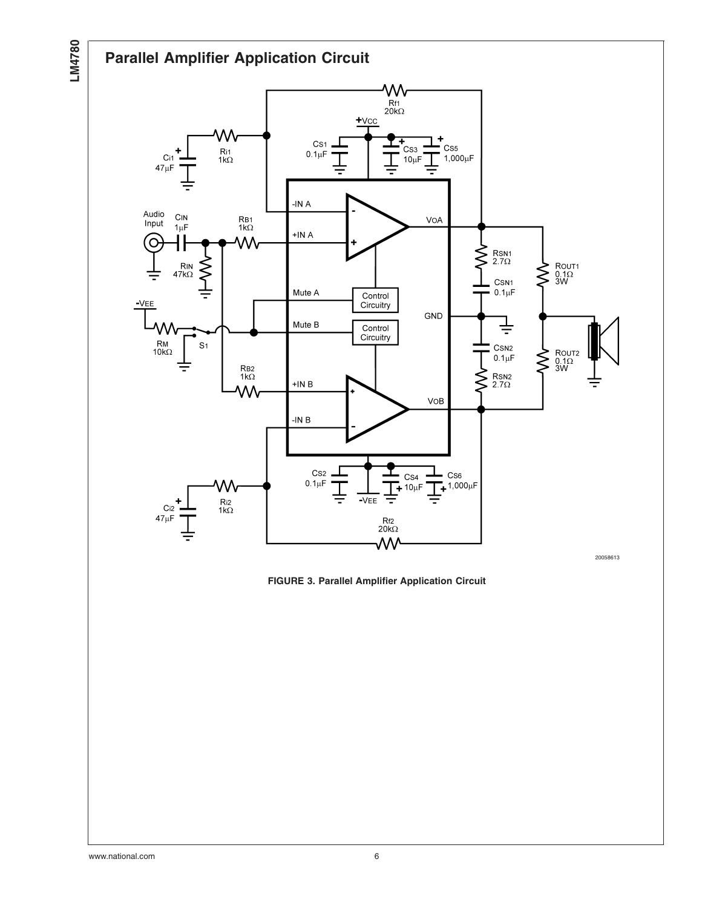## Parallel Amplifier Application Circuit

FIGURE 3. Parallel Amplifier Application Circuit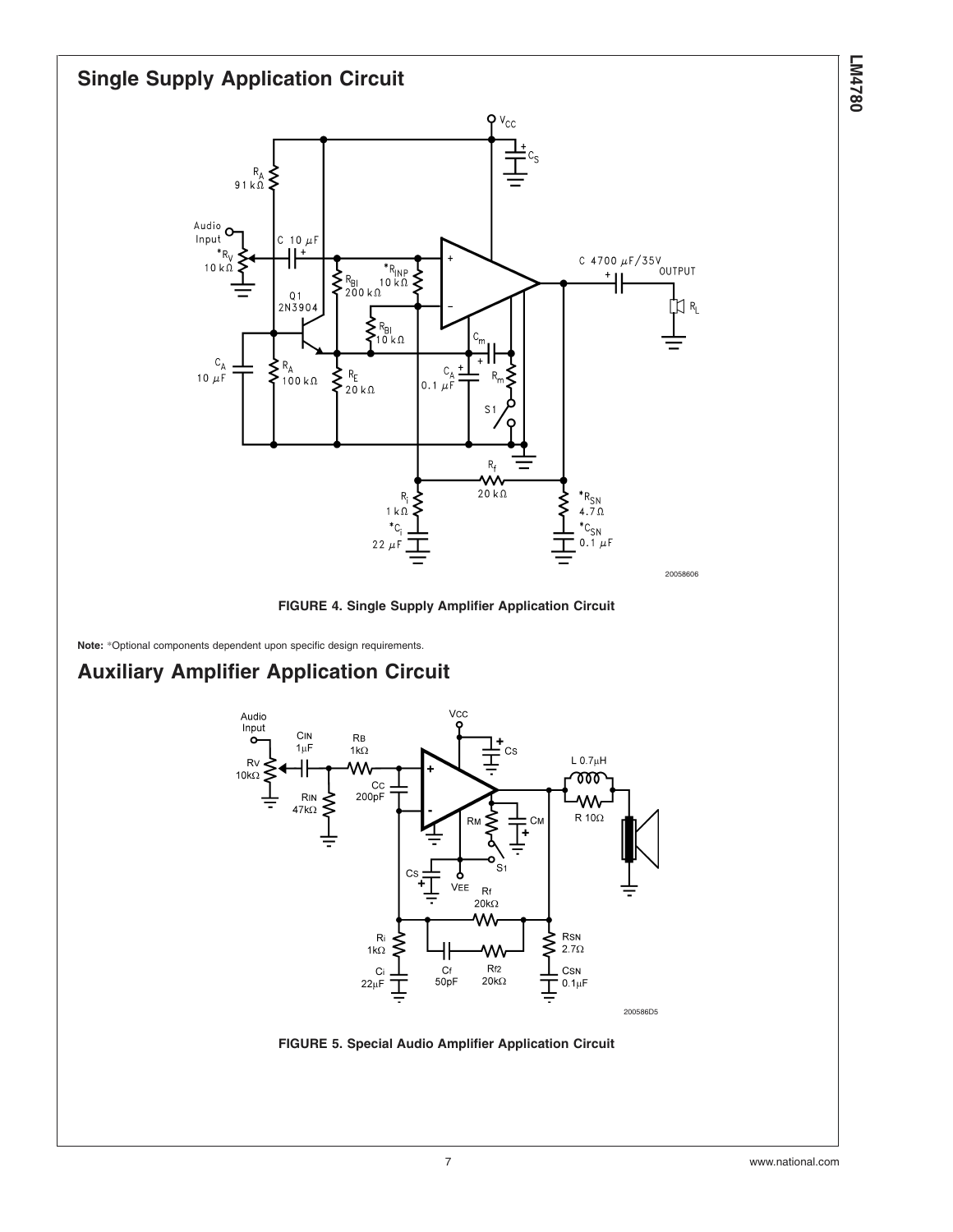## Single Supply Application Circuit

FIGURE 4. Single Supply Amplifier Application Circuit

**Note:** *Optional components dependent upon specific design requirements.

## Auxiliary Amplifier Application Circuit

FIGURE 5. Special Audio Amplifier Application Circuit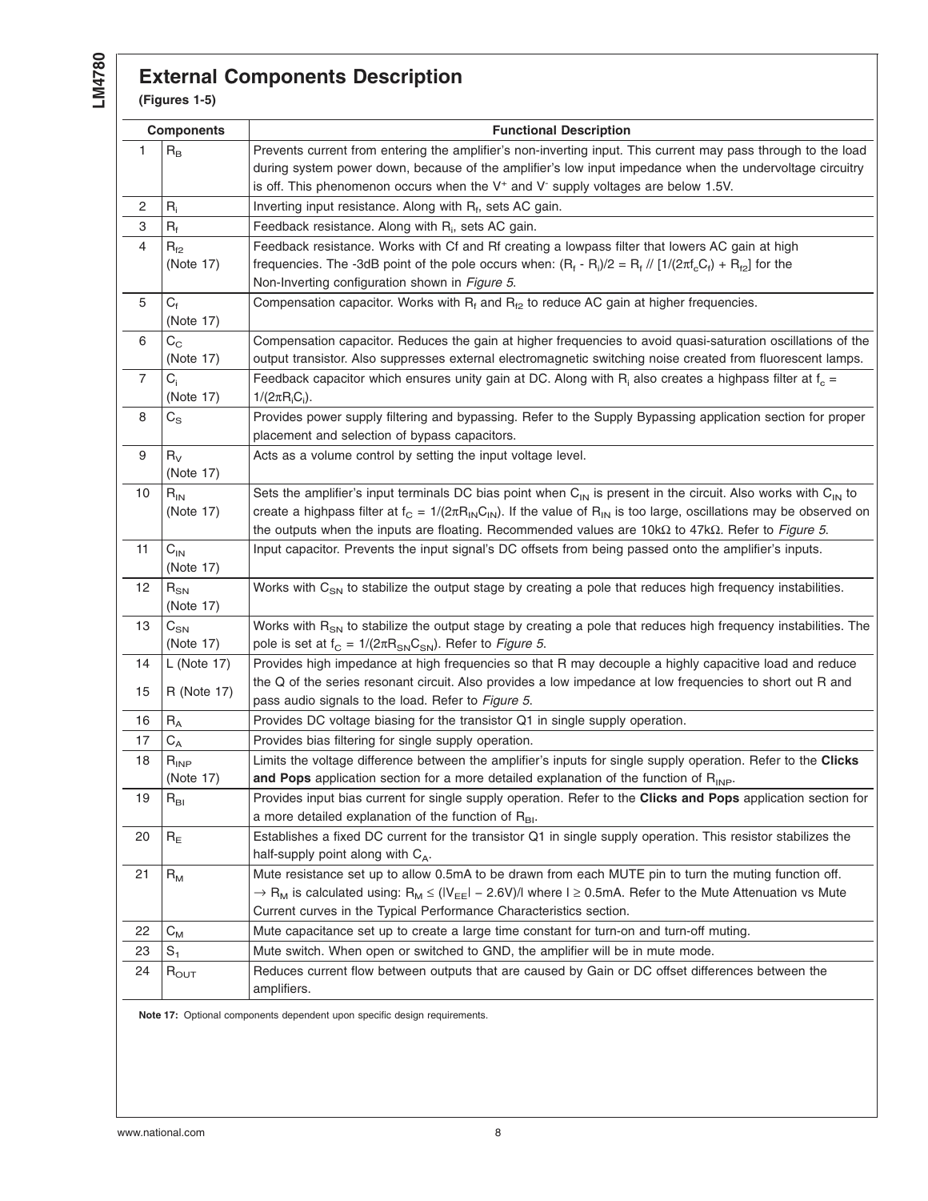## External Components Description

**(Figures 1-5)**

| | Components | Functional Description |
|---|---|---|
| 1 | $R_B$ | Prevents current from entering the amplifier's non-inverting input. This current may pass through to the load during system power down, because of the amplifier's low input impedance when the undervoltage circuitry is off. This phenomenon occurs when the $V^+$ and $V^-$ supply voltages are below 1.5V. |
| 2 | $R_i$ | Inverting input resistance. Along with $R_f$, sets AC gain. |
| 3 | $R_f$ | Feedback resistance. Along with $R_i$, sets AC gain. |
| 4 | $R_{f2}$ (Note 17) | Feedback resistance. Works with Cf and Rf creating a lowpass filter that lowers AC gain at high frequencies. The -3dB point of the pole occurs when: $(R_f - R_i)/2 = R_f \,//\, [1/(2\pi f_c C_f) + R_{f2}]$ for the Non-Inverting configuration shown in *Figure 5*. |
| 5 | $C_f$ (Note 17) | Compensation capacitor. Works with $R_f$ and $R_{f2}$ to reduce AC gain at higher frequencies. |
| 6 | $C_C$ (Note 17) | Compensation capacitor. Reduces the gain at higher frequencies to avoid quasi-saturation oscillations of the output transistor. Also suppresses external electromagnetic switching noise created from fluorescent lamps. |
| 7 | $C_i$ (Note 17) | Feedback capacitor which ensures unity gain at DC. Along with $R_i$ also creates a highpass filter at $f_c = 1/(2\pi R_i C_i)$. |
| 8 | $C_S$ | Provides power supply filtering and bypassing. Refer to the Supply Bypassing application section for proper placement and selection of bypass capacitors. |
| 9 | $R_V$ (Note 17) | Acts as a volume control by setting the input voltage level. |
| 10 | $R_{IN}$ (Note 17) | Sets the amplifier's input terminals DC bias point when $C_{IN}$ is present in the circuit. Also works with $C_{IN}$ to create a highpass filter at $f_C = 1/(2\pi R_{IN} C_{IN})$. If the value of $R_{IN}$ is too large, oscillations may be observed on the outputs when the inputs are floating. Recommended values are 10kΩ to 47kΩ. Refer to *Figure 5*. |
| 11 | $C_{IN}$ (Note 17) | Input capacitor. Prevents the input signal's DC offsets from being passed onto the amplifier's inputs. |
| 12 | $R_{SN}$ (Note 17) | Works with $C_{SN}$ to stabilize the output stage by creating a pole that reduces high frequency instabilities. |
| 13 | $C_{SN}$ (Note 17) | Works with $R_{SN}$ to stabilize the output stage by creating a pole that reduces high frequency instabilities. The pole is set at $f_C = 1/(2\pi R_{SN} C_{SN})$. Refer to *Figure 5*. |
| 14 | L (Note 17) | Provides high impedance at high frequencies so that R may decouple a highly capacitive load and reduce the Q of the series resonant circuit. Also provides a low impedance at low frequencies to short out R and pass audio signals to the load. Refer to *Figure 5*. |
| 15 | R (Note 17) | |
| 16 | $R_A$ | Provides DC voltage biasing for the transistor Q1 in single supply operation. |
| 17 | $C_A$ | Provides bias filtering for single supply operation. |
| 18 | $R_{INP}$ (Note 17) | Limits the voltage difference between the amplifier's inputs for single supply operation. Refer to the **Clicks and Pops** application section for a more detailed explanation of the function of $R_{INP}$. |
| 19 | $R_{BI}$ | Provides input bias current for single supply operation. Refer to the **Clicks and Pops** application section for a more detailed explanation of the function of $R_{BI}$. |
| 20 | $R_E$ | Establishes a fixed DC current for the transistor Q1 in single supply operation. This resistor stabilizes the half-supply point along with $C_A$. |
| 21 | $R_M$ | Mute resistance set up to allow 0.5mA to be drawn from each MUTE pin to turn the muting function off. → $R_M$ is calculated using: $R_M \le (\lvert V_{EE} \rvert - 2.6V)/I$ where $I \ge 0.5mA$. Refer to the Mute Attenuation vs Mute Current curves in the Typical Performance Characteristics section. |
| 22 | $C_M$ | Mute capacitance set up to create a large time constant for turn-on and turn-off muting. |
| 23 | $S_1$ | Mute switch. When open or switched to GND, the amplifier will be in mute mode. |
| 24 | $R_{OUT}$ | Reduces current flow between outputs that are caused by Gain or DC offset differences between the amplifiers. |

**Note 17:** Optional components dependent upon specific design requirements.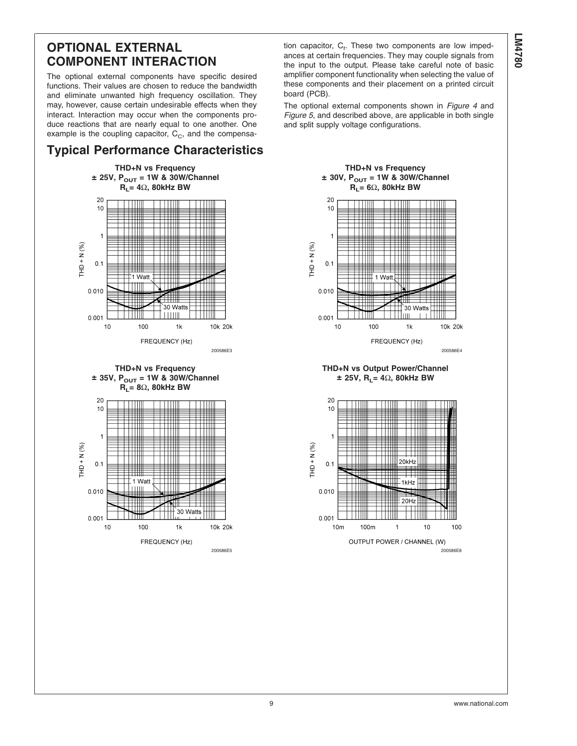## OPTIONAL EXTERNAL COMPONENT INTERACTION

The optional external components have specific desired functions. Their values are chosen to reduce the bandwidth and eliminate unwanted high frequency oscillation. They may, however, cause certain undesirable effects when they interact. Interaction may occur when the components produce reactions that are nearly equal to one another. One example is the coupling capacitor, $C_C$, and the compensation capacitor, $C_f$. These two components are low impedances at certain frequencies. They may couple signals from the input to the output. Please take careful note of basic amplifier component functionality when selecting the value of these components and their placement on a printed circuit board (PCB).

The optional external components shown in *Figure 4* and *Figure 5*, and described above, are applicable in both single and split supply voltage configurations.

## Typical Performance Characteristics

**THD+N vs Frequency**
**± 25V, $P_{OUT}$ = 1W & 30W/Channel**
**$R_L$= 4Ω, 80kHz BW**

200586E3

**THD+N vs Frequency**
**± 30V, $P_{OUT}$ = 1W & 30W/Channel**
**$R_L$= 6Ω, 80kHz BW**

200586E4

**THD+N vs Frequency**
**± 35V, $P_{OUT}$ = 1W & 30W/Channel**
**$R_L$= 8Ω, 80kHz BW**

200586E5

**THD+N vs Output Power/Channel**
**± 25V, $R_L$= 4Ω, 80kHz BW**

200586E8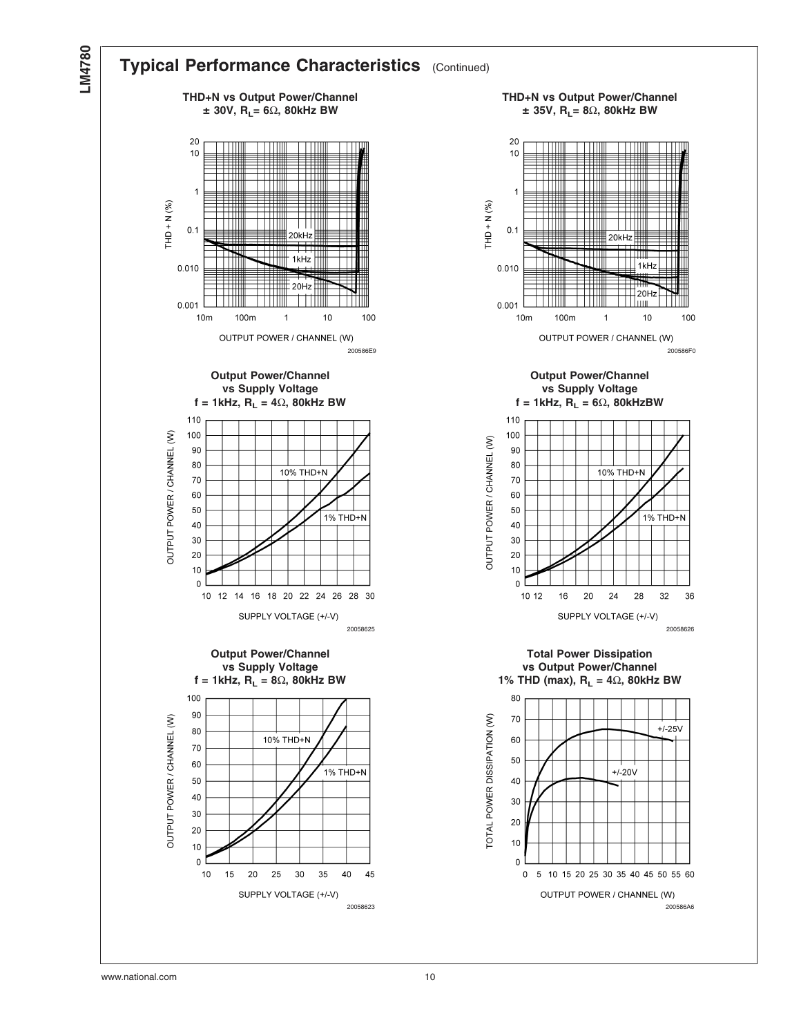## Typical Performance Characteristics (Continued)

**THD+N vs Output Power/Channel ± 30V, $R_L$ = 6Ω, 80kHz BW**

THD + N (%)

20, 10, 1, 0.1, 0.010, 0.001

20kHz, 1kHz, 20Hz

10m, 100m, 1, 10, 100

OUTPUT POWER / CHANNEL (W)

200586E9

**THD+N vs Output Power/Channel ± 35V, $R_L$ = 8Ω, 80kHz BW**

THD + N (%)

20, 10, 1, 0.1, 0.010, 0.001

20kHz, 1kHz, 20Hz

10m, 100m, 1, 10, 100

OUTPUT POWER / CHANNEL (W)

200586F0

**Output Power/Channel vs Supply Voltage f = 1kHz, $R_L$ = 4Ω, 80kHz BW**

OUTPUT POWER / CHANNEL (W)

10% THD+N, 1% THD+N

SUPPLY VOLTAGE (+/-V)

20058625

**Output Power/Channel vs Supply Voltage f = 1kHz, $R_L$ = 6Ω, 80kHzBW**

OUTPUT POWER / CHANNEL (W)

10% THD+N, 1% THD+N

SUPPLY VOLTAGE (+/-V)

20058626

**Output Power/Channel vs Supply Voltage f = 1kHz, $R_L$ = 8Ω, 80kHz BW**

OUTPUT POWER / CHANNEL (W)

10% THD+N, 1% THD+N

SUPPLY VOLTAGE (+/-V)

20058623

**Total Power Dissipation vs Output Power/Channel 1% THD (max), $R_L$ = 4Ω, 80kHz BW**

TOTAL POWER DISSIPATION (W)

+/-25V, +/-20V

OUTPUT POWER / CHANNEL (W)

200586A6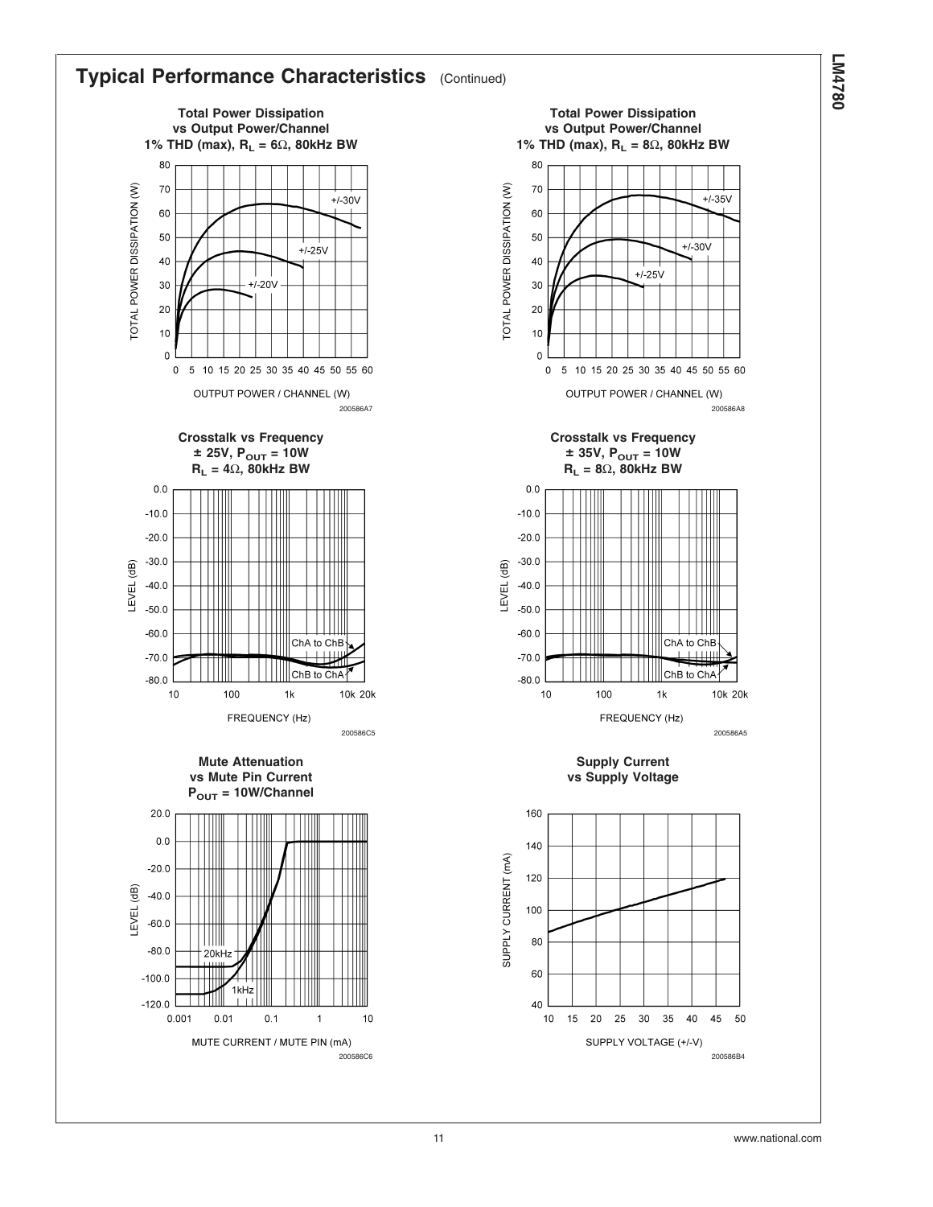## Typical Performance Characteristics (Continued)

**Total Power Dissipation vs Output Power/Channel 1% THD (max), $R_L = 6\Omega$, 80kHz BW**

TOTAL POWER DISSIPATION (W)

+/-30V

+/-25V

+/-20V

OUTPUT POWER / CHANNEL (W)

200586A7

**Total Power Dissipation vs Output Power/Channel 1% THD (max), $R_L = 8\Omega$, 80kHz BW**

TOTAL POWER DISSIPATION (W)

+/-35V

+/-30V

+/-25V

OUTPUT POWER / CHANNEL (W)

200586A8

**Crosstalk vs Frequency ± 25V, $P_{OUT}$ = 10W $R_L = 4\Omega$, 80kHz BW**

LEVEL (dB)

ChA to ChB

ChB to ChA

FREQUENCY (Hz)

200586C5

**Crosstalk vs Frequency ± 35V, $P_{OUT}$ = 10W $R_L = 8\Omega$, 80kHz BW**

LEVEL (dB)

ChA to ChB

ChB to ChA

FREQUENCY (Hz)

200586A5

**Mute Attenuation vs Mute Pin Current $P_{OUT}$ = 10W/Channel**

LEVEL (dB)

20kHz

1kHz

MUTE CURRENT / MUTE PIN (mA)

200586C6

**Supply Current vs Supply Voltage**

SUPPLY CURRENT (mA)

SUPPLY VOLTAGE (+/-V)

200586B4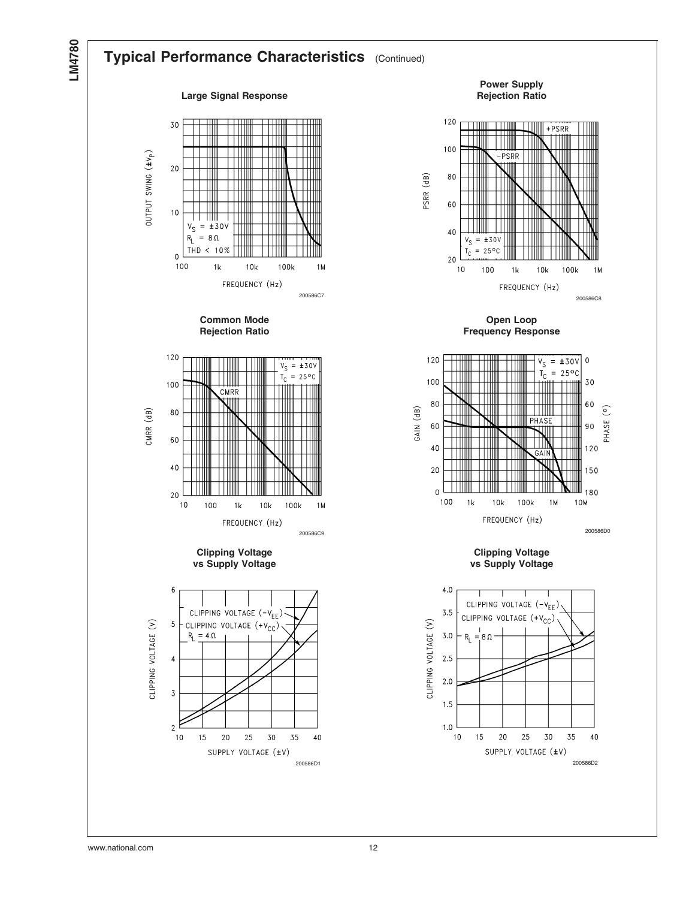## Typical Performance Characteristics (Continued)

**Large Signal Response**

OUTPUT SWING (±V_P) vs FREQUENCY (Hz)

$V_S$ = ±30V
$R_L$ = 8Ω
THD < 10%

200586C7

**Power Supply Rejection Ratio**

PSRR (dB) vs FREQUENCY (Hz)

+PSRR
−PSRR
$V_S$ = ±30V
$T_C$ = 25°C

200586C8

**Common Mode Rejection Ratio**

CMRR (dB) vs FREQUENCY (Hz)

CMRR
$V_S$ = ±30V
$T_C$ = 25°C

200586C9

**Open Loop Frequency Response**

GAIN (dB) / PHASE (°) vs FREQUENCY (Hz)

PHASE
GAIN
$V_S$ = ±30V
$T_C$ = 25°C

200586D0

**Clipping Voltage vs Supply Voltage**

CLIPPING VOLTAGE (V) vs SUPPLY VOLTAGE (±V)

CLIPPING VOLTAGE ($-V_{EE}$)
CLIPPING VOLTAGE ($+V_{CC}$)
$R_L$ = 4Ω

200586D1

**Clipping Voltage vs Supply Voltage**

CLIPPING VOLTAGE (V) vs SUPPLY VOLTAGE (±V)

CLIPPING VOLTAGE ($-V_{EE}$)
CLIPPING VOLTAGE ($+V_{CC}$)
$R_L$ = 8Ω

200586D2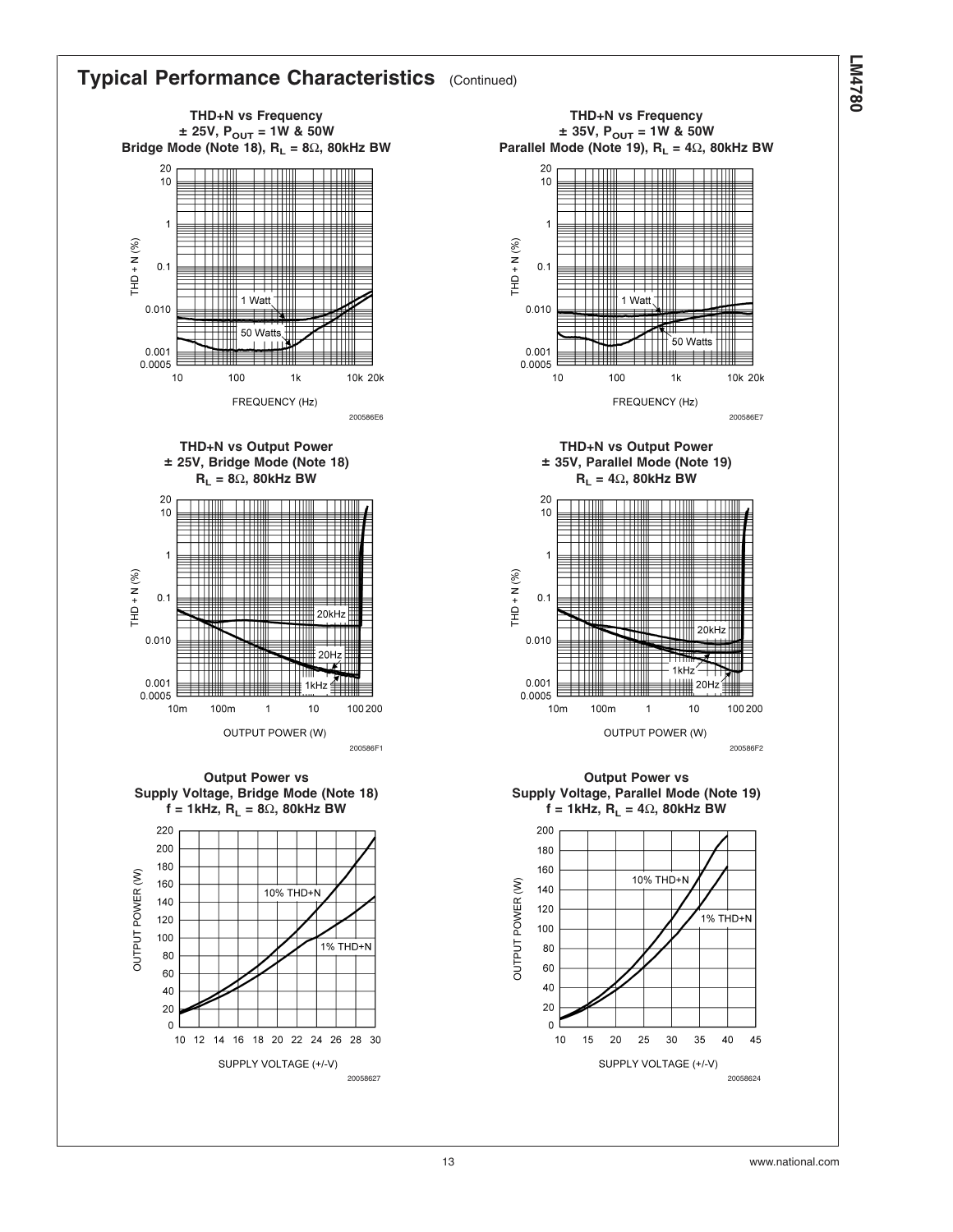## Typical Performance Characteristics (Continued)

**THD+N vs Frequency**
**± 25V, $P_{OUT}$ = 1W & 50W**
**Bridge Mode (Note 18), $R_L$ = 8Ω, 80kHz BW**

THD + N (%) vs FREQUENCY (Hz); curves: 1 Watt, 50 Watts

200586E6

**THD+N vs Frequency**
**± 35V, $P_{OUT}$ = 1W & 50W**
**Parallel Mode (Note 19), $R_L$ = 4Ω, 80kHz BW**

THD + N (%) vs FREQUENCY (Hz); curves: 1 Watt, 50 Watts

200586E7

**THD+N vs Output Power**
**± 25V, Bridge Mode (Note 18)**
**$R_L$ = 8Ω, 80kHz BW**

THD + N (%) vs OUTPUT POWER (W); curves: 20kHz, 20Hz, 1kHz

200586F1

**THD+N vs Output Power**
**± 35V, Parallel Mode (Note 19)**
**$R_L$ = 4Ω, 80kHz BW**

THD + N (%) vs OUTPUT POWER (W); curves: 20kHz, 1kHz, 20Hz

200586F2

**Output Power vs**
**Supply Voltage, Bridge Mode (Note 18)**
**f = 1kHz, $R_L$ = 8Ω, 80kHz BW**

OUTPUT POWER (W) vs SUPPLY VOLTAGE (+/-V); curves: 10% THD+N, 1% THD+N

20058627

**Output Power vs**
**Supply Voltage, Parallel Mode (Note 19)**
**f = 1kHz, $R_L$ = 4Ω, 80kHz BW**

OUTPUT POWER (W) vs SUPPLY VOLTAGE (+/-V); curves: 10% THD+N, 1% THD+N

20058624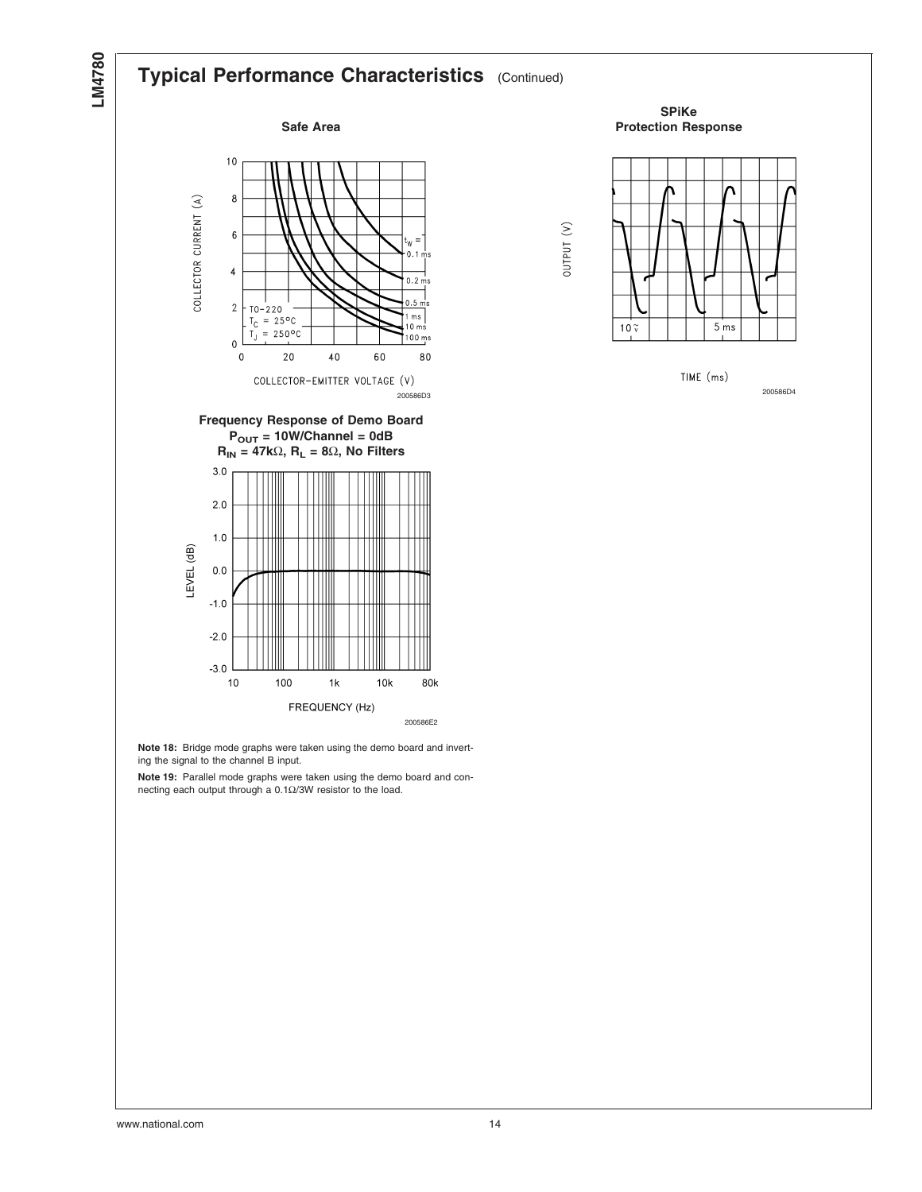## Typical Performance Characteristics (Continued)

**Safe Area**

COLLECTOR CURRENT (A)

TO-220
$T_C$ = 25°C
$T_J$ = 250°C

$t_W$ = 0.1 ms, 0.2 ms, 0.5 ms, 1 ms, 10 ms, 100 ms

COLLECTOR-EMITTER VOLTAGE (V)

200586D3

**SPiKe Protection Response**

OUTPUT (V)

10 V

5 ms

TIME (ms)

200586D4

**Frequency Response of Demo Board**
**$P_{OUT}$ = 10W/Channel = 0dB**
**$R_{IN}$ = 47kΩ, $R_L$ = 8Ω, No Filters**

LEVEL (dB)

FREQUENCY (Hz)

200586E2

**Note 18:** Bridge mode graphs were taken using the demo board and inverting the signal to the channel B input.

**Note 19:** Parallel mode graphs were taken using the demo board and connecting each output through a 0.1Ω/3W resistor to the load.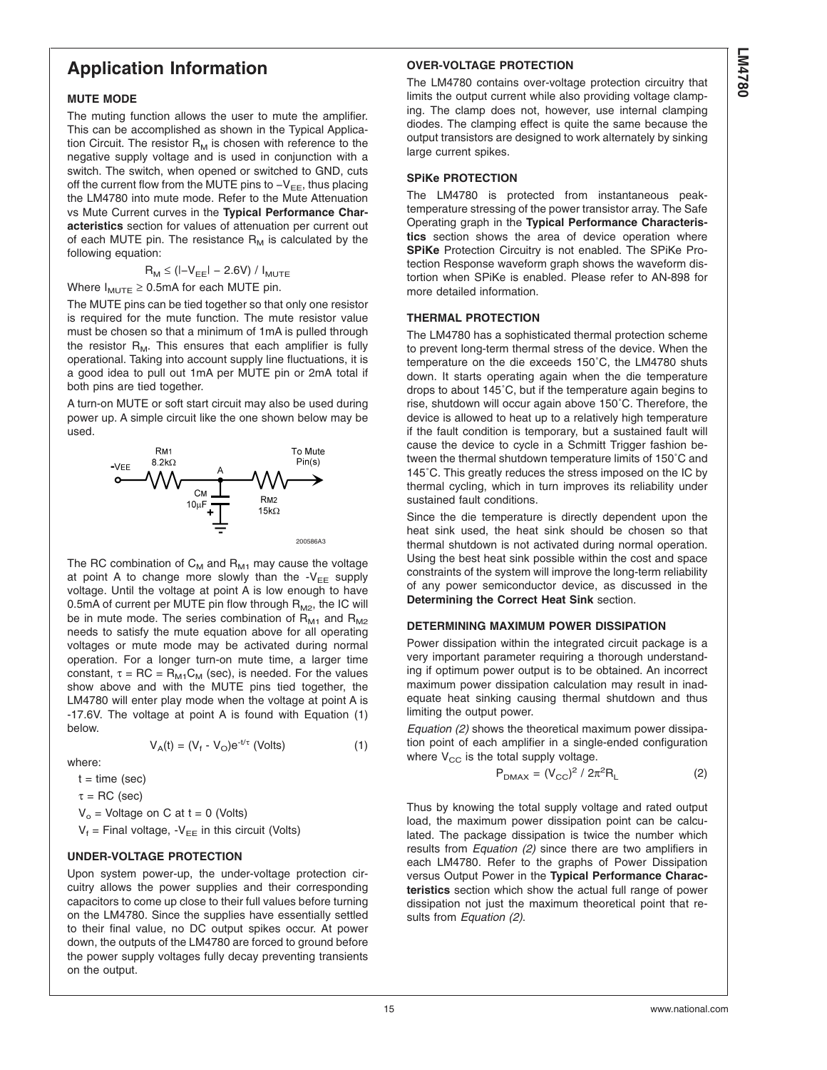## Application Information

### MUTE MODE

The muting function allows the user to mute the amplifier. This can be accomplished as shown in the Typical Application Circuit. The resistor $R_M$ is chosen with reference to the negative supply voltage and is used in conjunction with a switch. The switch, when opened or switched to GND, cuts off the current flow from the MUTE pins to $-V_{EE}$, thus placing the LM4780 into mute mode. Refer to the Mute Attenuation vs Mute Current curves in the **Typical Performance Characteristics** section for values of attenuation per current out of each MUTE pin. The resistance $R_M$ is calculated by the following equation:

$$R_M \leq (|-V_{EE}| - 2.6V) / I_{MUTE}$$

Where $I_{MUTE} \geq 0.5mA$ for each MUTE pin.

The MUTE pins can be tied together so that only one resistor is required for the mute function. The mute resistor value must be chosen so that a minimum of 1mA is pulled through the resistor $R_M$. This ensures that each amplifier is fully operational. Taking into account supply line fluctuations, it is a good idea to pull out 1mA per MUTE pin or 2mA total if both pins are tied together.

A turn-on MUTE or soft start circuit may also be used during power up. A simple circuit like the one shown below may be used.

The RC combination of $C_M$ and $R_{M1}$ may cause the voltage at point A to change more slowly than the $-V_{EE}$ supply voltage. Until the voltage at point A is low enough to have 0.5mA of current per MUTE pin flow through $R_{M2}$, the IC will be in mute mode. The series combination of $R_{M1}$ and $R_{M2}$ needs to satisfy the mute equation above for all operating voltages or mute mode may be activated during normal operation. For a longer turn-on mute time, a larger time constant, $\tau = RC = R_{M1}C_M$ (sec), is needed. For the values show above and with the MUTE pins tied together, the LM4780 will enter play mode when the voltage at point A is -17.6V. The voltage at point A is found with Equation (1) below.

$$V_A(t) = (V_f - V_O)e^{-t/\tau} \text{ (Volts)} \quad (1)$$

where:

$t$ = time (sec)

$\tau$ = RC (sec)

$V_o$ = Voltage on C at t = 0 (Volts)

$V_f$ = Final voltage, $-V_{EE}$ in this circuit (Volts)

### UNDER-VOLTAGE PROTECTION

Upon system power-up, the under-voltage protection circuitry allows the power supplies and their corresponding capacitors to come up close to their full values before turning on the LM4780. Since the supplies have essentially settled to their final value, no DC output spikes occur. At power down, the outputs of the LM4780 are forced to ground before the power supply voltages fully decay preventing transients on the output.

### OVER-VOLTAGE PROTECTION

The LM4780 contains over-voltage protection circuitry that limits the output current while also providing voltage clamping. The clamp does not, however, use internal clamping diodes. The clamping effect is quite the same because the output transistors are designed to work alternately by sinking large current spikes.

### SPiKe PROTECTION

The LM4780 is protected from instantaneous peak-temperature stressing of the power transistor array. The Safe Operating graph in the **Typical Performance Characteristics** section shows the area of device operation where **SPiKe** Protection Circuitry is not enabled. The SPiKe Protection Response waveform graph shows the waveform distortion when SPiKe is enabled. Please refer to AN-898 for more detailed information.

### THERMAL PROTECTION

The LM4780 has a sophisticated thermal protection scheme to prevent long-term thermal stress of the device. When the temperature on the die exceeds 150˚C, the LM4780 shuts down. It starts operating again when the die temperature drops to about 145˚C, but if the temperature again begins to rise, shutdown will occur again above 150˚C. Therefore, the device is allowed to heat up to a relatively high temperature if the fault condition is temporary, but a sustained fault will cause the device to cycle in a Schmitt Trigger fashion between the thermal shutdown temperature limits of 150˚C and 145˚C. This greatly reduces the stress imposed on the IC by thermal cycling, which in turn improves its reliability under sustained fault conditions.

Since the die temperature is directly dependent upon the heat sink used, the heat sink should be chosen so that thermal shutdown is not activated during normal operation. Using the best heat sink possible within the cost and space constraints of the system will improve the long-term reliability of any power semiconductor device, as discussed in the **Determining the Correct Heat Sink** section.

### DETERMINING MAXIMUM POWER DISSIPATION

Power dissipation within the integrated circuit package is a very important parameter requiring a thorough understanding if optimum power output is to be obtained. An incorrect maximum power dissipation calculation may result in inadequate heat sinking causing thermal shutdown and thus limiting the output power.

*Equation (2)* shows the theoretical maximum power dissipation point of each amplifier in a single-ended configuration where $V_{CC}$ is the total supply voltage.

$$P_{DMAX} = (V_{CC})^2 / 2\pi^2 R_L \quad (2)$$

Thus by knowing the total supply voltage and rated output load, the maximum power dissipation point can be calculated. The package dissipation is twice the number which results from *Equation (2)* since there are two amplifiers in each LM4780. Refer to the graphs of Power Dissipation versus Output Power in the **Typical Performance Characteristics** section which show the actual full range of power dissipation not just the maximum theoretical point that results from *Equation (2)*.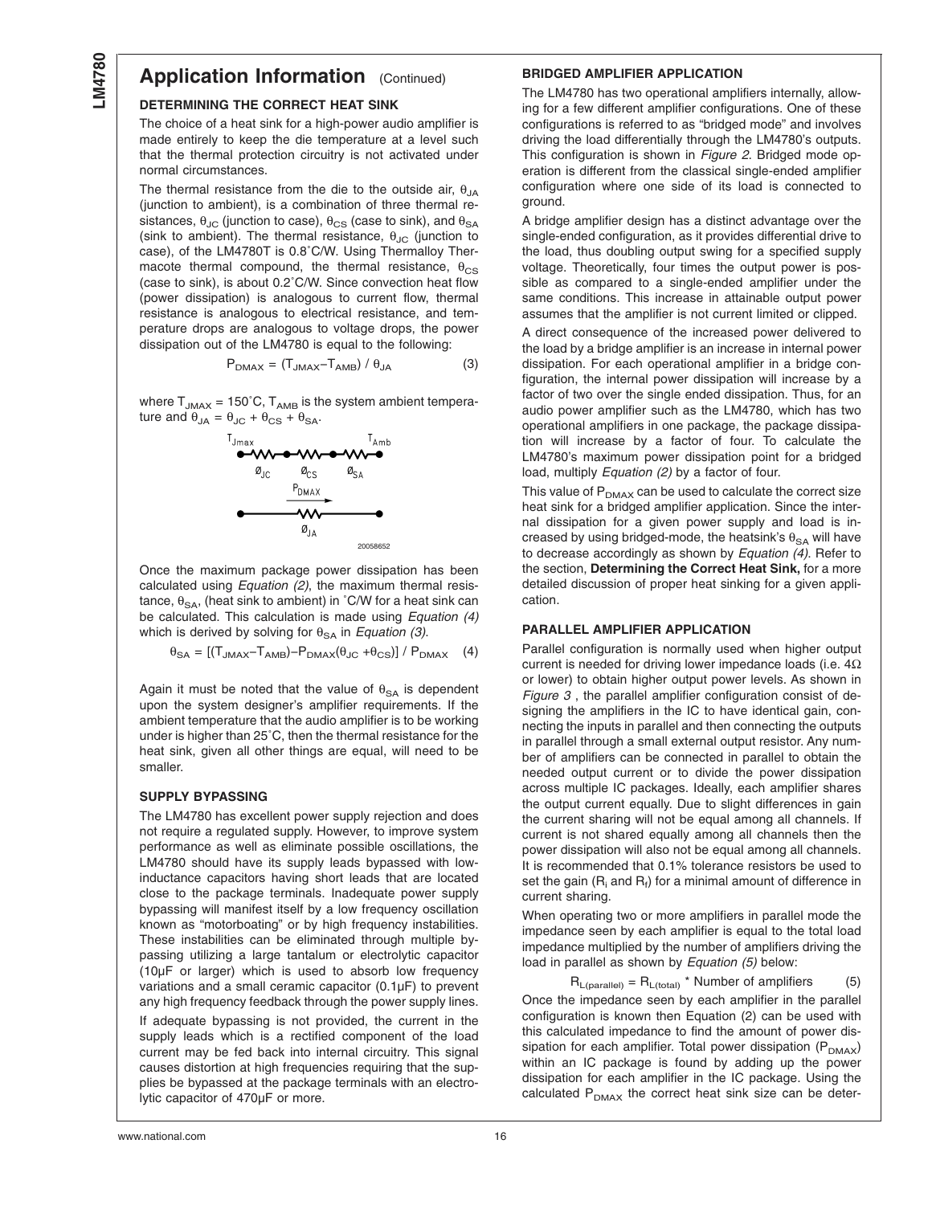## Application Information (Continued)

### DETERMINING THE CORRECT HEAT SINK

The choice of a heat sink for a high-power audio amplifier is made entirely to keep the die temperature at a level such that the thermal protection circuitry is not activated under normal circumstances.

The thermal resistance from the die to the outside air, $\theta_{JA}$ (junction to ambient), is a combination of three thermal resistances, $\theta_{JC}$ (junction to case), $\theta_{CS}$ (case to sink), and $\theta_{SA}$ (sink to ambient). The thermal resistance, $\theta_{JC}$ (junction to case), of the LM4780T is 0.8˚C/W. Using Thermalloy Thermacote thermal compound, the thermal resistance, $\theta_{CS}$ (case to sink), is about 0.2˚C/W. Since convection heat flow (power dissipation) is analogous to current flow, thermal resistance is analogous to electrical resistance, and temperature drops are analogous to voltage drops, the power dissipation out of the LM4780 is equal to the following:

$$P_{DMAX} = (T_{JMAX} - T_{AMB}) / \theta_{JA} \quad (3)$$

where $T_{JMAX}$ = 150˚C, $T_{AMB}$ is the system ambient temperature and $\theta_{JA} = \theta_{JC} + \theta_{CS} + \theta_{SA}$.

20058652

Once the maximum package power dissipation has been calculated using *Equation (2)*, the maximum thermal resistance, $\theta_{SA}$, (heat sink to ambient) in ˚C/W for a heat sink can be calculated. This calculation is made using *Equation (4)* which is derived by solving for $\theta_{SA}$ in *Equation (3)*.

$$\theta_{SA} = [(T_{JMAX} - T_{AMB}) - P_{DMAX}(\theta_{JC} + \theta_{CS})] / P_{DMAX} \quad (4)$$

Again it must be noted that the value of $\theta_{SA}$ is dependent upon the system designer's amplifier requirements. If the ambient temperature that the audio amplifier is to be working under is higher than 25˚C, then the thermal resistance for the heat sink, given all other things are equal, will need to be smaller.

### SUPPLY BYPASSING

The LM4780 has excellent power supply rejection and does not require a regulated supply. However, to improve system performance as well as eliminate possible oscillations, the LM4780 should have its supply leads bypassed with low-inductance capacitors having short leads that are located close to the package terminals. Inadequate power supply bypassing will manifest itself by a low frequency oscillation known as "motorboating" or by high frequency instabilities. These instabilities can be eliminated through multiple bypassing utilizing a large tantalum or electrolytic capacitor (10µF or larger) which is used to absorb low frequency variations and a small ceramic capacitor (0.1µF) to prevent any high frequency feedback through the power supply lines.

If adequate bypassing is not provided, the current in the supply leads which is a rectified component of the load current may be fed back into internal circuitry. This signal causes distortion at high frequencies requiring that the supplies be bypassed at the package terminals with an electrolytic capacitor of 470µF or more.

### BRIDGED AMPLIFIER APPLICATION

The LM4780 has two operational amplifiers internally, allowing for a few different amplifier configurations. One of these configurations is referred to as "bridged mode" and involves driving the load differentially through the LM4780's outputs. This configuration is shown in *Figure 2*. Bridged mode operation is different from the classical single-ended amplifier configuration where one side of its load is connected to ground.

A bridge amplifier design has a distinct advantage over the single-ended configuration, as it provides differential drive to the load, thus doubling output swing for a specified supply voltage. Theoretically, four times the output power is possible as compared to a single-ended amplifier under the same conditions. This increase in attainable output power assumes that the amplifier is not current limited or clipped.

A direct consequence of the increased power delivered to the load by a bridge amplifier is an increase in internal power dissipation. For each operational amplifier in a bridge configuration, the internal power dissipation will increase by a factor of two over the single ended dissipation. Thus, for an audio power amplifier such as the LM4780, which has two operational amplifiers in one package, the package dissipation will increase by a factor of four. To calculate the LM4780's maximum power dissipation point for a bridged load, multiply *Equation (2)* by a factor of four.

This value of $P_{DMAX}$ can be used to calculate the correct size heat sink for a bridged amplifier application. Since the internal dissipation for a given power supply and load is increased by using bridged-mode, the heatsink's $\theta_{SA}$ will have to decrease accordingly as shown by *Equation (4)*. Refer to the section, **Determining the Correct Heat Sink,** for a more detailed discussion of proper heat sinking for a given application.

### PARALLEL AMPLIFIER APPLICATION

Parallel configuration is normally used when higher output current is needed for driving lower impedance loads (i.e. 4Ω or lower) to obtain higher output power levels. As shown in *Figure 3* , the parallel amplifier configuration consist of designing the amplifiers in the IC to have identical gain, connecting the inputs in parallel and then connecting the outputs in parallel through a small external output resistor. Any number of amplifiers can be connected in parallel to obtain the needed output current or to divide the power dissipation across multiple IC packages. Ideally, each amplifier shares the output current equally. Due to slight differences in gain the current sharing will not be equal among all channels. If current is not shared equally among all channels then the power dissipation will also not be equal among all channels. It is recommended that 0.1% tolerance resistors be used to set the gain ($R_i$ and $R_f$) for a minimal amount of difference in current sharing.

When operating two or more amplifiers in parallel mode the impedance seen by each amplifier is equal to the total load impedance multiplied by the number of amplifiers driving the load in parallel as shown by *Equation (5)* below:

$$R_{L(parallel)} = R_{L(total)} \text{ * Number of amplifiers} \quad (5)$$

Once the impedance seen by each amplifier in the parallel configuration is known then Equation (2) can be used with this calculated impedance to find the amount of power dissipation for each amplifier. Total power dissipation ($P_{DMAX}$) within an IC package is found by adding up the power dissipation for each amplifier in the IC package. Using the calculated $P_{DMAX}$ the correct heat sink size can be deter-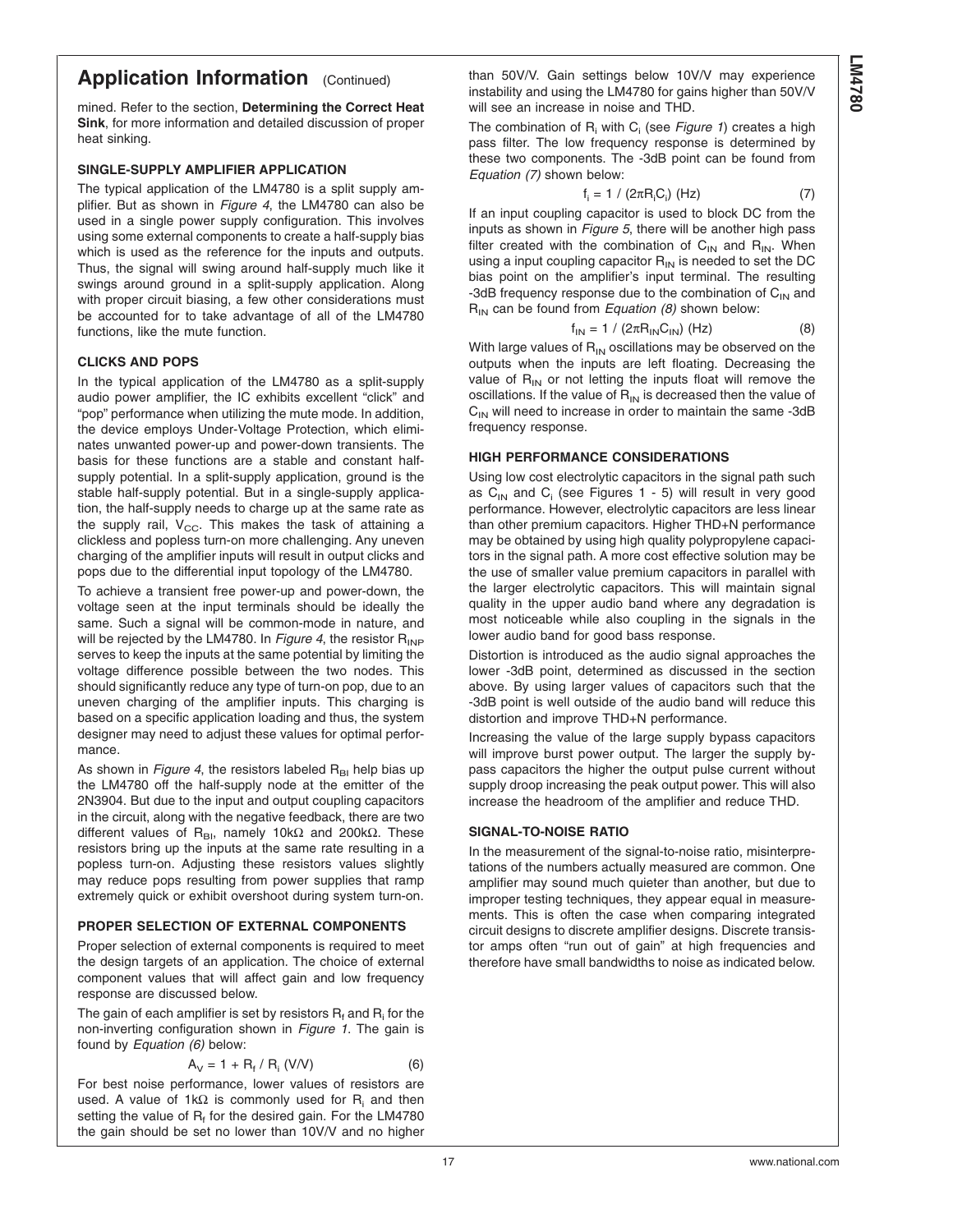## Application Information (Continued)

mined. Refer to the section, **Determining the Correct Heat Sink**, for more information and detailed discussion of proper heat sinking.

### SINGLE-SUPPLY AMPLIFIER APPLICATION

The typical application of the LM4780 is a split supply amplifier. But as shown in *Figure 4*, the LM4780 can also be used in a single power supply configuration. This involves using some external components to create a half-supply bias which is used as the reference for the inputs and outputs. Thus, the signal will swing around half-supply much like it swings around ground in a split-supply application. Along with proper circuit biasing, a few other considerations must be accounted for to take advantage of all of the LM4780 functions, like the mute function.

### CLICKS AND POPS

In the typical application of the LM4780 as a split-supply audio power amplifier, the IC exhibits excellent "click" and "pop" performance when utilizing the mute mode. In addition, the device employs Under-Voltage Protection, which eliminates unwanted power-up and power-down transients. The basis for these functions are a stable and constant half-supply potential. In a split-supply application, ground is the stable half-supply potential. But in a single-supply application, the half-supply needs to charge up at the same rate as the supply rail, $V_{CC}$. This makes the task of attaining a clickless and popless turn-on more challenging. Any uneven charging of the amplifier inputs will result in output clicks and pops due to the differential input topology of the LM4780.

To achieve a transient free power-up and power-down, the voltage seen at the input terminals should be ideally the same. Such a signal will be common-mode in nature, and will be rejected by the LM4780. In *Figure 4*, the resistor $R_{INP}$ serves to keep the inputs at the same potential by limiting the voltage difference possible between the two nodes. This should significantly reduce any type of turn-on pop, due to an uneven charging of the amplifier inputs. This charging is based on a specific application loading and thus, the system designer may need to adjust these values for optimal performance.

As shown in *Figure 4*, the resistors labeled $R_{BI}$ help bias up the LM4780 off the half-supply node at the emitter of the 2N3904. But due to the input and output coupling capacitors in the circuit, along with the negative feedback, there are two different values of $R_{BI}$, namely 10kΩ and 200kΩ. These resistors bring up the inputs at the same rate resulting in a popless turn-on. Adjusting these resistors values slightly may reduce pops resulting from power supplies that ramp extremely quick or exhibit overshoot during system turn-on.

### PROPER SELECTION OF EXTERNAL COMPONENTS

Proper selection of external components is required to meet the design targets of an application. The choice of external component values that will affect gain and low frequency response are discussed below.

The gain of each amplifier is set by resistors $R_f$ and $R_i$ for the non-inverting configuration shown in *Figure 1*. The gain is found by *Equation (6)* below:

$$A_V = 1 + R_f / R_i \text{ (V/V)} \quad (6)$$

For best noise performance, lower values of resistors are used. A value of 1kΩ is commonly used for $R_i$ and then setting the value of $R_f$ for the desired gain. For the LM4780 the gain should be set no lower than 10V/V and no higher than 50V/V. Gain settings below 10V/V may experience instability and using the LM4780 for gains higher than 50V/V will see an increase in noise and THD.

The combination of $R_i$ with $C_i$ (see *Figure 1*) creates a high pass filter. The low frequency response is determined by these two components. The -3dB point can be found from *Equation (7)* shown below:

$$f_i = 1 / (2\pi R_i C_i) \text{ (Hz)} \quad (7)$$

If an input coupling capacitor is used to block DC from the inputs as shown in *Figure 5*, there will be another high pass filter created with the combination of $C_{IN}$ and $R_{IN}$. When using a input coupling capacitor $R_{IN}$ is needed to set the DC bias point on the amplifier's input terminal. The resulting -3dB frequency response due to the combination of $C_{IN}$ and $R_{IN}$ can be found from *Equation (8)* shown below:

$$f_{IN} = 1 / (2\pi R_{IN} C_{IN}) \text{ (Hz)} \quad (8)$$

With large values of $R_{IN}$ oscillations may be observed on the outputs when the inputs are left floating. Decreasing the value of $R_{IN}$ or not letting the inputs float will remove the oscillations. If the value of $R_{IN}$ is decreased then the value of $C_{IN}$ will need to increase in order to maintain the same -3dB frequency response.

### HIGH PERFORMANCE CONSIDERATIONS

Using low cost electrolytic capacitors in the signal path such as $C_{IN}$ and $C_i$ (see Figures 1 - 5) will result in very good performance. However, electrolytic capacitors are less linear than other premium capacitors. Higher THD+N performance may be obtained by using high quality polypropylene capacitors in the signal path. A more cost effective solution may be the use of smaller value premium capacitors in parallel with the larger electrolytic capacitors. This will maintain signal quality in the upper audio band where any degradation is most noticeable while also coupling in the signals in the lower audio band for good bass response.

Distortion is introduced as the audio signal approaches the lower -3dB point, determined as discussed in the section above. By using larger values of capacitors such that the -3dB point is well outside of the audio band will reduce this distortion and improve THD+N performance.

Increasing the value of the large supply bypass capacitors will improve burst power output. The larger the supply bypass capacitors the higher the output pulse current without supply droop increasing the peak output power. This will also increase the headroom of the amplifier and reduce THD.

### SIGNAL-TO-NOISE RATIO

In the measurement of the signal-to-noise ratio, misinterpretations of the numbers actually measured are common. One amplifier may sound much quieter than another, but due to improper testing techniques, they appear equal in measurements. This is often the case when comparing integrated circuit designs to discrete amplifier designs. Discrete transistor amps often "run out of gain" at high frequencies and therefore have small bandwidths to noise as indicated below.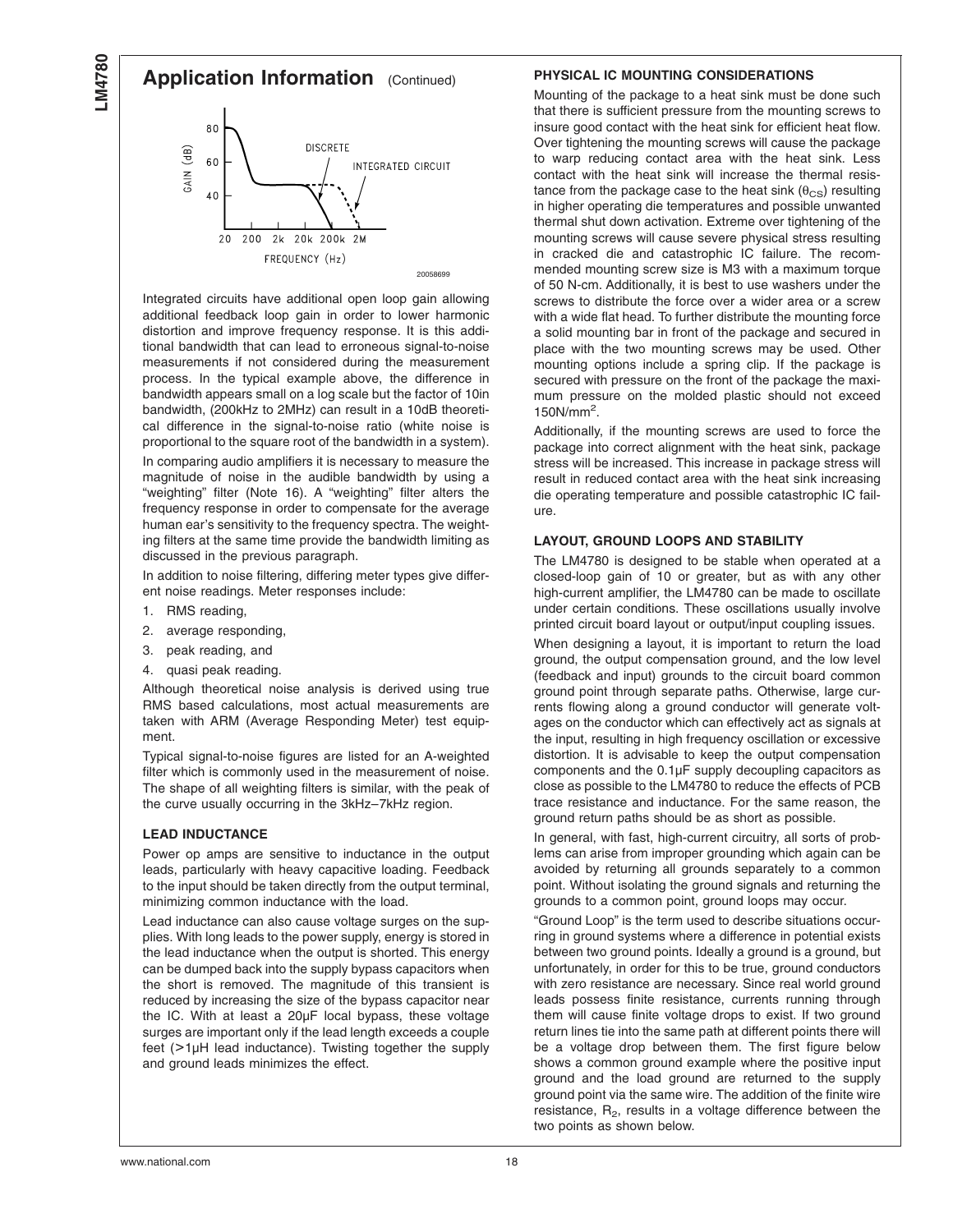## Application Information (Continued)

20058699

Integrated circuits have additional open loop gain allowing additional feedback loop gain in order to lower harmonic distortion and improve frequency response. It is this additional bandwidth that can lead to erroneous signal-to-noise measurements if not considered during the measurement process. In the typical example above, the difference in bandwidth appears small on a log scale but the factor of 10in bandwidth, (200kHz to 2MHz) can result in a 10dB theoretical difference in the signal-to-noise ratio (white noise is proportional to the square root of the bandwidth in a system).

In comparing audio amplifiers it is necessary to measure the magnitude of noise in the audible bandwidth by using a "weighting" filter (Note 16). A "weighting" filter alters the frequency response in order to compensate for the average human ear's sensitivity to the frequency spectra. The weighting filters at the same time provide the bandwidth limiting as discussed in the previous paragraph.

In addition to noise filtering, differing meter types give different noise readings. Meter responses include:

1. RMS reading,
2. average responding,
3. peak reading, and
4. quasi peak reading.

Although theoretical noise analysis is derived using true RMS based calculations, most actual measurements are taken with ARM (Average Responding Meter) test equipment.

Typical signal-to-noise figures are listed for an A-weighted filter which is commonly used in the measurement of noise. The shape of all weighting filters is similar, with the peak of the curve usually occurring in the 3kHz–7kHz region.

### LEAD INDUCTANCE

Power op amps are sensitive to inductance in the output leads, particularly with heavy capacitive loading. Feedback to the input should be taken directly from the output terminal, minimizing common inductance with the load.

Lead inductance can also cause voltage surges on the supplies. With long leads to the power supply, energy is stored in the lead inductance when the output is shorted. This energy can be dumped back into the supply bypass capacitors when the short is removed. The magnitude of this transient is reduced by increasing the size of the bypass capacitor near the IC. With at least a 20µF local bypass, these voltage surges are important only if the lead length exceeds a couple feet (>1µH lead inductance). Twisting together the supply and ground leads minimizes the effect.

### PHYSICAL IC MOUNTING CONSIDERATIONS

Mounting of the package to a heat sink must be done such that there is sufficient pressure from the mounting screws to insure good contact with the heat sink for efficient heat flow. Over tightening the mounting screws will cause the package to warp reducing contact area with the heat sink. Less contact with the heat sink will increase the thermal resistance from the package case to the heat sink ($\theta_{CS}$) resulting in higher operating die temperatures and possible unwanted thermal shut down activation. Extreme over tightening of the mounting screws will cause severe physical stress resulting in cracked die and catastrophic IC failure. The recommended mounting screw size is M3 with a maximum torque of 50 N-cm. Additionally, it is best to use washers under the screws to distribute the force over a wider area or a screw with a wide flat head. To further distribute the mounting force a solid mounting bar in front of the package and secured in place with the two mounting screws may be used. Other mounting options include a spring clip. If the package is secured with pressure on the front of the package the maximum pressure on the molded plastic should not exceed 150N/mm$^2$.

Additionally, if the mounting screws are used to force the package into correct alignment with the heat sink, package stress will be increased. This increase in package stress will result in reduced contact area with the heat sink increasing die operating temperature and possible catastrophic IC failure.

### LAYOUT, GROUND LOOPS AND STABILITY

The LM4780 is designed to be stable when operated at a closed-loop gain of 10 or greater, but as with any other high-current amplifier, the LM4780 can be made to oscillate under certain conditions. These oscillations usually involve printed circuit board layout or output/input coupling issues.

When designing a layout, it is important to return the load ground, the output compensation ground, and the low level (feedback and input) grounds to the circuit board common ground point through separate paths. Otherwise, large currents flowing along a ground conductor will generate voltages on the conductor which can effectively act as signals at the input, resulting in high frequency oscillation or excessive distortion. It is advisable to keep the output compensation components and the 0.1µF supply decoupling capacitors as close as possible to the LM4780 to reduce the effects of PCB trace resistance and inductance. For the same reason, the ground return paths should be as short as possible.

In general, with fast, high-current circuitry, all sorts of problems can arise from improper grounding which again can be avoided by returning all grounds separately to a common point. Without isolating the ground signals and returning the grounds to a common point, ground loops may occur.

"Ground Loop" is the term used to describe situations occurring in ground systems where a difference in potential exists between two ground points. Ideally a ground is a ground, but unfortunately, in order for this to be true, ground conductors with zero resistance are necessary. Since real world ground leads possess finite resistance, currents running through them will cause finite voltage drops to exist. If two ground return lines tie into the same path at different points there will be a voltage drop between them. The first figure below shows a common ground example where the positive input ground and the load ground are returned to the supply ground point via the same wire. The addition of the finite wire resistance, $R_2$, results in a voltage difference between the two points as shown below.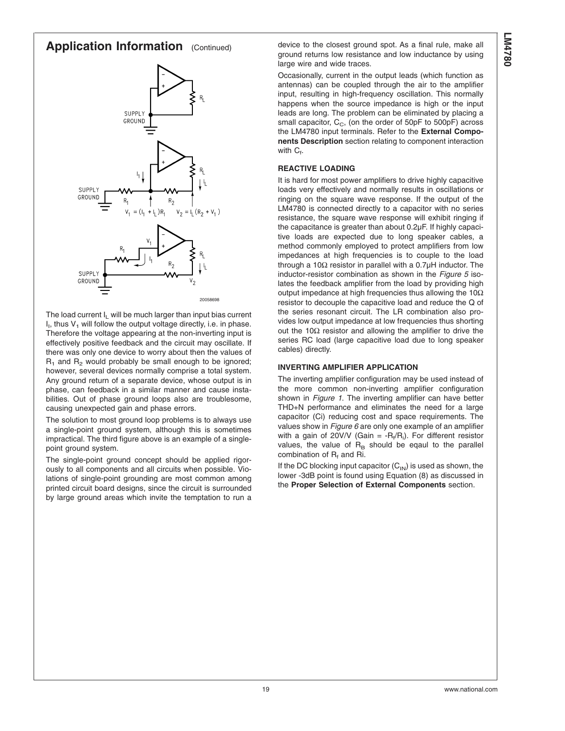## Application Information (Continued)

20058698

The load current $I_L$ will be much larger than input bias current $I_I$, thus $V_1$ will follow the output voltage directly, i.e. in phase. Therefore the voltage appearing at the non-inverting input is effectively positive feedback and the circuit may oscillate. If there was only one device to worry about then the values of $R_1$ and $R_2$ would probably be small enough to be ignored; however, several devices normally comprise a total system. Any ground return of a separate device, whose output is in phase, can feedback in a similar manner and cause instabilities. Out of phase ground loops also are troublesome, causing unexpected gain and phase errors.

The solution to most ground loop problems is to always use a single-point ground system, although this is sometimes impractical. The third figure above is an example of a single-point ground system.

The single-point ground concept should be applied rigorously to all components and all circuits when possible. Violations of single-point grounding are most common among printed circuit board designs, since the circuit is surrounded by large ground areas which invite the temptation to run a device to the closest ground spot. As a final rule, make all ground returns low resistance and low inductance by using large wire and wide traces.

Occasionally, current in the output leads (which function as antennas) can be coupled through the air to the amplifier input, resulting in high-frequency oscillation. This normally happens when the source impedance is high or the input leads are long. The problem can be eliminated by placing a small capacitor, $C_C$, (on the order of 50pF to 500pF) across the LM4780 input terminals. Refer to the **External Components Description** section relating to component interaction with $C_f$.

### REACTIVE LOADING

It is hard for most power amplifiers to drive highly capacitive loads very effectively and normally results in oscillations or ringing on the square wave response. If the output of the LM4780 is connected directly to a capacitor with no series resistance, the square wave response will exhibit ringing if the capacitance is greater than about 0.2µF. If highly capacitive loads are expected due to long speaker cables, a method commonly employed to protect amplifiers from low impedances at high frequencies is to couple to the load through a 10Ω resistor in parallel with a 0.7µH inductor. The inductor-resistor combination as shown in the *Figure 5* isolates the feedback amplifier from the load by providing high output impedance at high frequencies thus allowing the 10Ω resistor to decouple the capacitive load and reduce the Q of the series resonant circuit. The LR combination also provides low output impedance at low frequencies thus shorting out the 10Ω resistor and allowing the amplifier to drive the series RC load (large capacitive load due to long speaker cables) directly.

### INVERTING AMPLIFIER APPLICATION

The inverting amplifier configuration may be used instead of the more common non-inverting amplifier configuration shown in *Figure 1*. The inverting amplifier can have better THD+N performance and eliminates the need for a large capacitor (Ci) reducing cost and space requirements. The values show in *Figure 6* are only one example of an amplifier with a gain of 20V/V (Gain = $-R_f/R_i$). For different resistor values, the value of $R_B$ should be eqaul to the parallel combination of $R_f$ and Ri.

If the DC blocking input capacitor ($C_{IN}$) is used as shown, the lower -3dB point is found using Equation (8) as discussed in the **Proper Selection of External Components** section.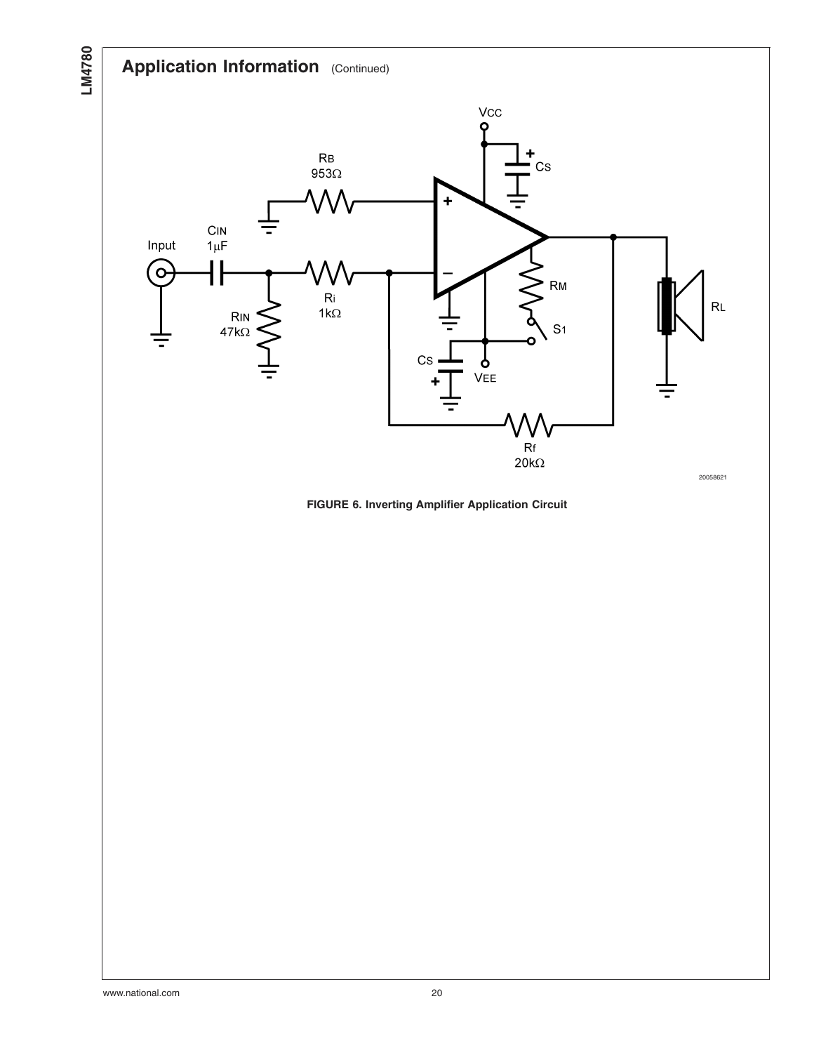## Application Information (Continued)

FIGURE 6. Inverting Amplifier Application Circuit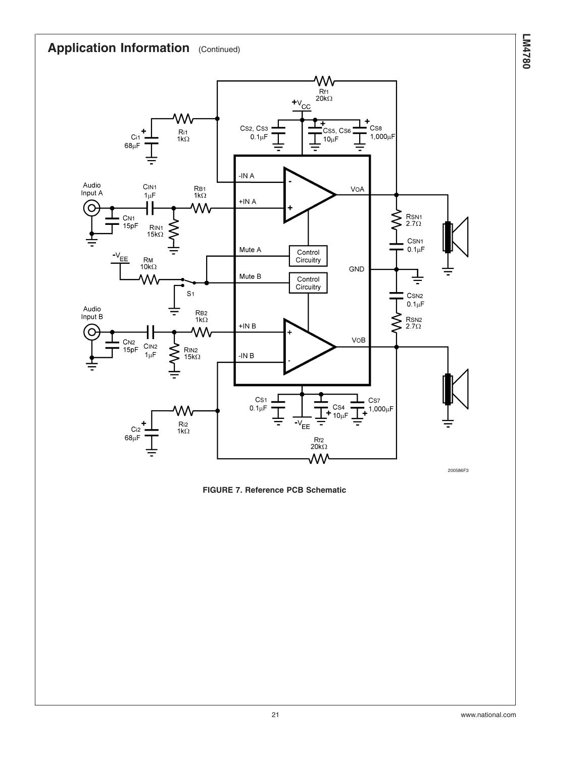## Application Information (Continued)

FIGURE 7. Reference PCB Schematic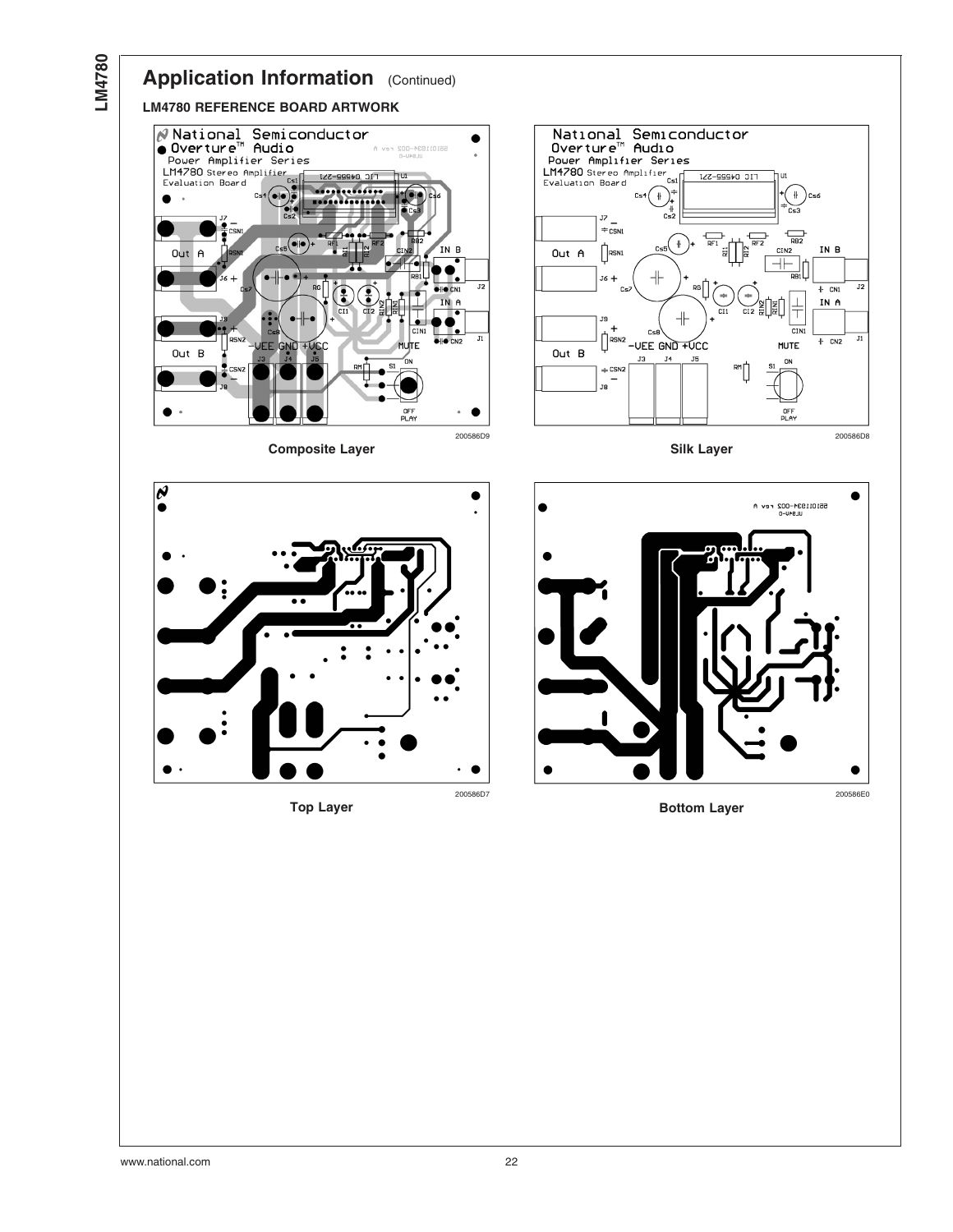## Application Information (Continued)

### LM4780 REFERENCE BOARD ARTWORK

200586D9

**Composite Layer**

200586D8

**Silk Layer**

200586D7

**Top Layer**

200586E0

**Bottom Layer**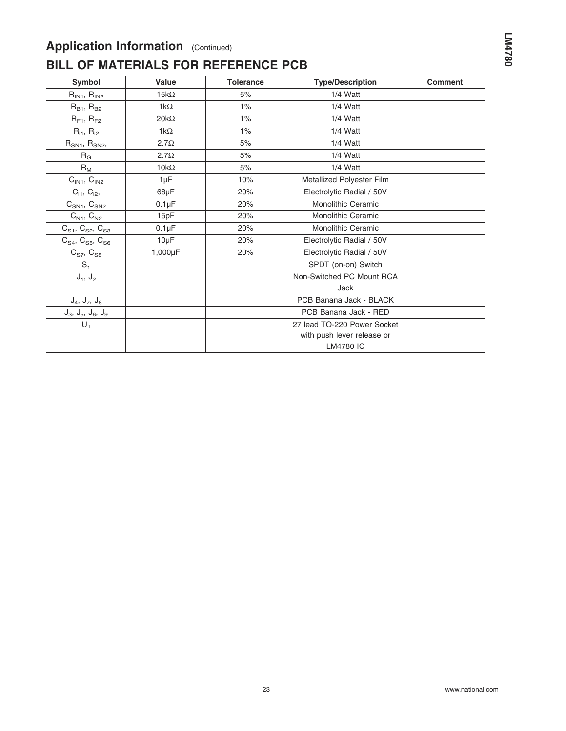## Application Information (Continued)

## BILL OF MATERIALS FOR REFERENCE PCB

| Symbol | Value | Tolerance | Type/Description | Comment |
|---|---|---|---|---|
| $R_{IN1}$, $R_{IN2}$ | 15kΩ | 5% | 1/4 Watt | |
| $R_{B1}$, $R_{B2}$ | 1kΩ | 1% | 1/4 Watt | |
| $R_{F1}$, $R_{F2}$ | 20kΩ | 1% | 1/4 Watt | |
| $R_{i1}$, $R_{i2}$ | 1kΩ | 1% | 1/4 Watt | |
| $R_{SN1}$, $R_{SN2}$, | 2.7Ω | 5% | 1/4 Watt | |
| $R_G$ | 2.7Ω | 5% | 1/4 Watt | |
| $R_M$ | 10kΩ | 5% | 1/4 Watt | |
| $C_{IN1}$, $C_{IN2}$ | 1µF | 10% | Metallized Polyester Film | |
| $C_{i1}$, $C_{i2}$, | 68µF | 20% | Electrolytic Radial / 50V | |
| $C_{SN1}$, $C_{SN2}$ | 0.1µF | 20% | Monolithic Ceramic | |
| $C_{N1}$, $C_{N2}$ | 15pF | 20% | Monolithic Ceramic | |
| $C_{S1}$, $C_{S2}$, $C_{S3}$ | 0.1µF | 20% | Monolithic Ceramic | |
| $C_{S4}$, $C_{S5}$, $C_{S6}$ | 10µF | 20% | Electrolytic Radial / 50V | |
| $C_{S7}$, $C_{S8}$ | 1,000µF | 20% | Electrolytic Radial / 50V | |
| $S_1$ | | | SPDT (on-on) Switch | |
| $J_1$, $J_2$ | | | Non-Switched PC Mount RCA Jack | |
| $J_4$, $J_7$, $J_8$ | | | PCB Banana Jack - BLACK | |
| $J_3$, $J_5$, $J_6$, $J_9$ | | | PCB Banana Jack - RED | |
| $U_1$ | | | 27 lead TO-220 Power Socket with push lever release or LM4780 IC | |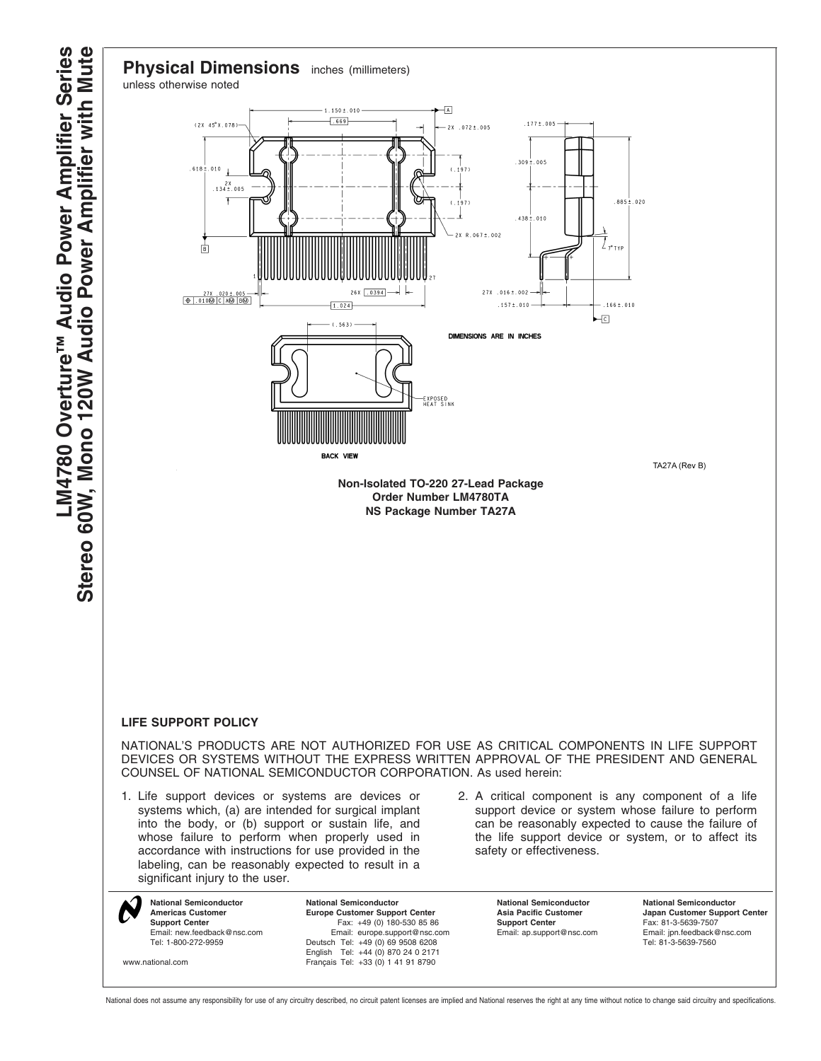## Physical Dimensions inches (millimeters) unless otherwise noted

1.150±.010

.669

(2X 45° X .078)

2X .072±.005

.177±.005

.618±.010

2X .134±.005

(.197)

(.197)

.309±.005

.438±.010

.885±.020

2X R.067±.002

7° TYP

27X .020±.005

.010Ⓜ C AⓂ DⓂ

26X .0394

27X .016±.002

1.024

.157±.010

.166±.010

(.563)

DIMENSIONS ARE IN INCHES

EXPOSED HEAT SINK

BACK VIEW

TA27A (Rev B)

**Non-Isolated TO-220 27-Lead Package**
**Order Number LM4780TA**
**NS Package Number TA27A**

### LIFE SUPPORT POLICY

NATIONAL'S PRODUCTS ARE NOT AUTHORIZED FOR USE AS CRITICAL COMPONENTS IN LIFE SUPPORT DEVICES OR SYSTEMS WITHOUT THE EXPRESS WRITTEN APPROVAL OF THE PRESIDENT AND GENERAL COUNSEL OF NATIONAL SEMICONDUCTOR CORPORATION. As used herein:

1. Life support devices or systems are devices or systems which, (a) are intended for surgical implant into the body, or (b) support or sustain life, and whose failure to perform when properly used in accordance with instructions for use provided in the labeling, can be reasonably expected to result in a significant injury to the user.
2. A critical component is any component of a life support device or system whose failure to perform can be reasonably expected to cause the failure of the life support device or system, or to affect its safety or effectiveness.

**National Semiconductor**
**Americas Customer Support Center**
Email: new.feedback@nsc.com
Tel: 1-800-272-9959

www.national.com

**National Semiconductor**
**Europe Customer Support Center**
Fax: +49 (0) 180-530 85 86
Email: europe.support@nsc.com
Deutsch Tel: +49 (0) 69 9508 6208
English Tel: +44 (0) 870 24 0 2171
Français Tel: +33 (0) 1 41 91 8790

**National Semiconductor**
**Asia Pacific Customer Support Center**
Email: ap.support@nsc.com

**National Semiconductor**
**Japan Customer Support Center**
Fax: 81-3-5639-7507
Email: jpn.feedback@nsc.com
Tel: 81-3-5639-7560

National does not assume any responsibility for use of any circuitry described, no circuit patent licenses are implied and National reserves the right at any time without notice to change said circuitry and specifications.